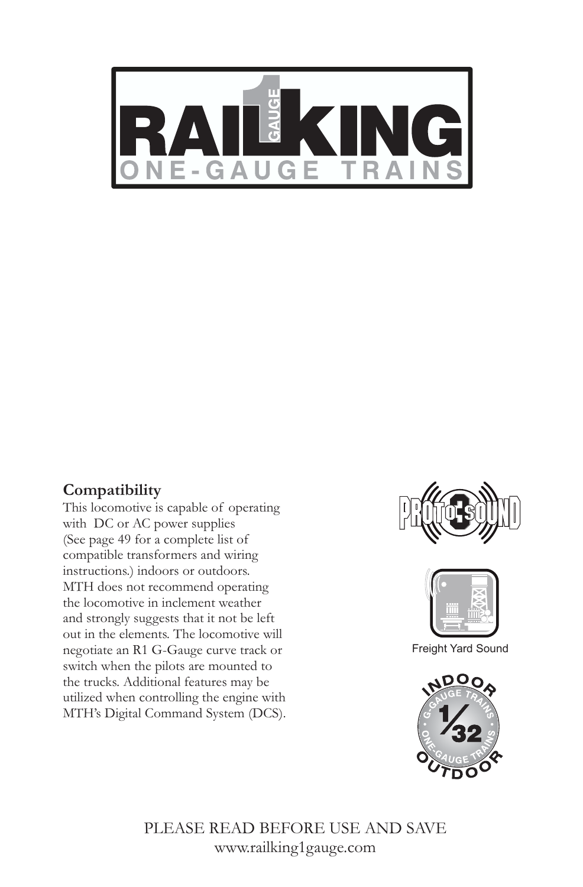# RAILKING

ONE-GAUGE TRAINS

**Compatibility**

This locomotive is capable of operating with DC or AC power supplies (See page 49 for a complete list of compatible transformers and wiring instructions.) indoors or outdoors. MTH does not recommend operating the locomotive in inclement weather and strongly suggests that it not be left out in the elements. The locomotive will negotiate an R1 G-Gauge curve track or switch when the pilots are mounted to the trucks. Additional features may be utilized when controlling the engine with MTH's Digital Command System (DCS).

Freight Yard Sound

PLEASE READ BEFORE USE AND SAVE

www.railking1gauge.com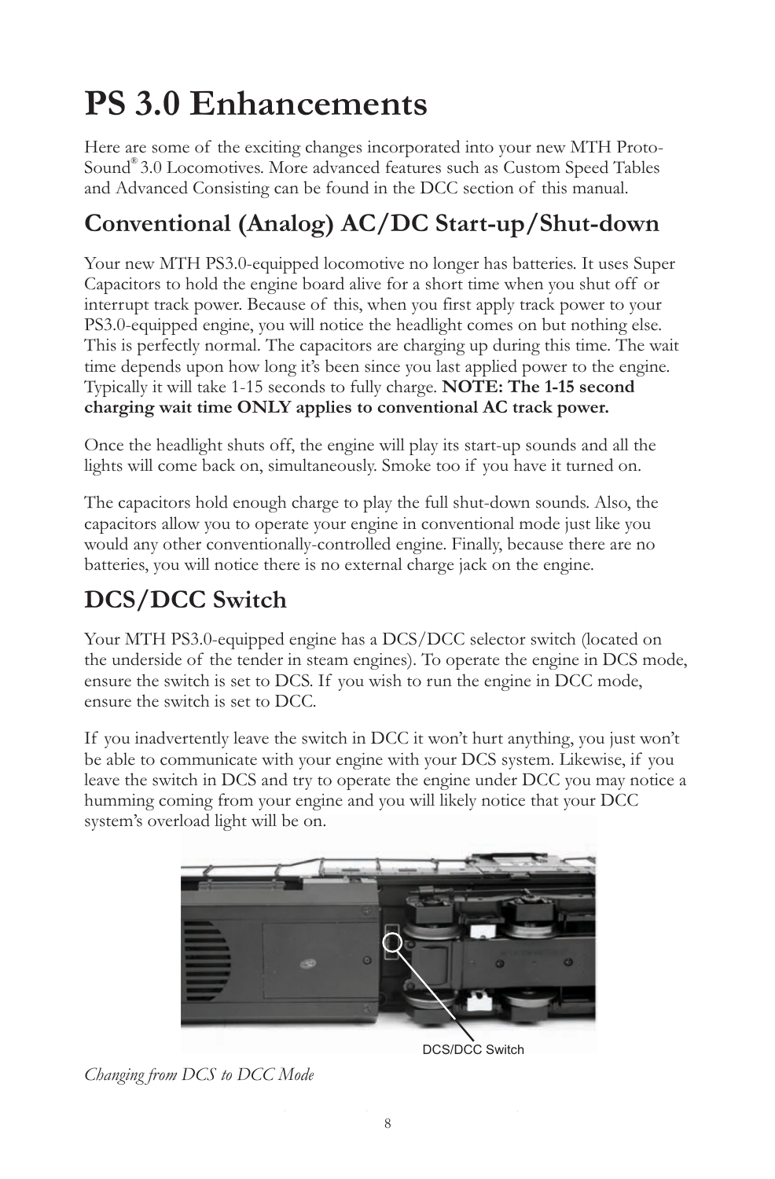# PS 3.0 Enhancements

Here are some of the exciting changes incorporated into your new MTH Proto-Sound® 3.0 Locomotives. More advanced features such as Custom Speed Tables and Advanced Consisting can be found in the DCC section of this manual.

## Conventional (Analog) AC/DC Start-up/Shut-down

Your new MTH PS3.0-equipped locomotive no longer has batteries. It uses Super Capacitors to hold the engine board alive for a short time when you shut off or interrupt track power. Because of this, when you first apply track power to your PS3.0-equipped engine, you will notice the headlight comes on but nothing else. This is perfectly normal. The capacitors are charging up during this time. The wait time depends upon how long it's been since you last applied power to the engine. Typically it will take 1-15 seconds to fully charge. **NOTE: The 1-15 second charging wait time ONLY applies to conventional AC track power.**

Once the headlight shuts off, the engine will play its start-up sounds and all the lights will come back on, simultaneously. Smoke too if you have it turned on.

The capacitors hold enough charge to play the full shut-down sounds. Also, the capacitors allow you to operate your engine in conventional mode just like you would any other conventionally-controlled engine. Finally, because there are no batteries, you will notice there is no external charge jack on the engine.

## DCS/DCC Switch

Your MTH PS3.0-equipped engine has a DCS/DCC selector switch (located on the underside of the tender in steam engines). To operate the engine in DCS mode, ensure the switch is set to DCS. If you wish to run the engine in DCC mode, ensure the switch is set to DCC.

If you inadvertently leave the switch in DCC it won't hurt anything, you just won't be able to communicate with your engine with your DCS system. Likewise, if you leave the switch in DCS and try to operate the engine under DCC you may notice a humming coming from your engine and you will likely notice that your DCC system's overload light will be on.

DCS/DCC Switch

*Changing from DCS to DCC Mode*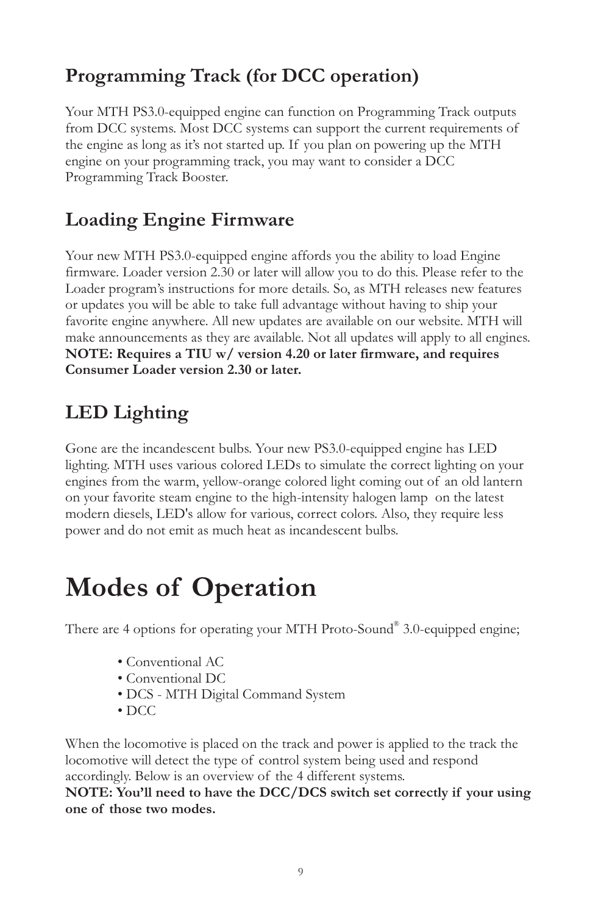## Programming Track (for DCC operation)

Your MTH PS3.0-equipped engine can function on Programming Track outputs from DCC systems. Most DCC systems can support the current requirements of the engine as long as it's not started up. If you plan on powering up the MTH engine on your programming track, you may want to consider a DCC Programming Track Booster.

## Loading Engine Firmware

Your new MTH PS3.0-equipped engine affords you the ability to load Engine firmware. Loader version 2.30 or later will allow you to do this. Please refer to the Loader program's instructions for more details. So, as MTH releases new features or updates you will be able to take full advantage without having to ship your favorite engine anywhere. All new updates are available on our website. MTH will make announcements as they are available. Not all updates will apply to all engines.
**NOTE: Requires a TIU w/ version 4.20 or later firmware, and requires Consumer Loader version 2.30 or later.**

## LED Lighting

Gone are the incandescent bulbs. Your new PS3.0-equipped engine has LED lighting. MTH uses various colored LEDs to simulate the correct lighting on your engines from the warm, yellow-orange colored light coming out of an old lantern on your favorite steam engine to the high-intensity halogen lamp on the latest modern diesels, LED's allow for various, correct colors. Also, they require less power and do not emit as much heat as incandescent bulbs.

# Modes of Operation

There are 4 options for operating your MTH Proto-Sound® 3.0-equipped engine;

- Conventional AC
- Conventional DC
- DCS - MTH Digital Command System
- DCC

When the locomotive is placed on the track and power is applied to the track the locomotive will detect the type of control system being used and respond accordingly. Below is an overview of the 4 different systems.
**NOTE: You'll need to have the DCC/DCS switch set correctly if your using one of those two modes.**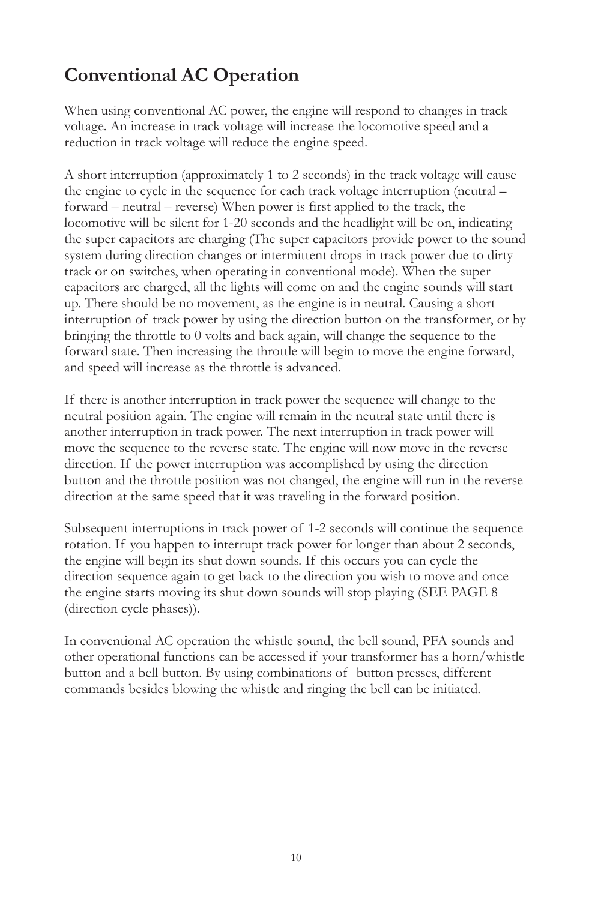## Conventional AC Operation

When using conventional AC power, the engine will respond to changes in track voltage. An increase in track voltage will increase the locomotive speed and a reduction in track voltage will reduce the engine speed.

A short interruption (approximately 1 to 2 seconds) in the track voltage will cause the engine to cycle in the sequence for each track voltage interruption (neutral – forward – neutral – reverse) When power is first applied to the track, the locomotive will be silent for 1-20 seconds and the headlight will be on, indicating the super capacitors are charging (The super capacitors provide power to the sound system during direction changes or intermittent drops in track power due to dirty track or on switches, when operating in conventional mode). When the super capacitors are charged, all the lights will come on and the engine sounds will start up. There should be no movement, as the engine is in neutral. Causing a short interruption of track power by using the direction button on the transformer, or by bringing the throttle to 0 volts and back again, will change the sequence to the forward state. Then increasing the throttle will begin to move the engine forward, and speed will increase as the throttle is advanced.

If there is another interruption in track power the sequence will change to the neutral position again. The engine will remain in the neutral state until there is another interruption in track power. The next interruption in track power will move the sequence to the reverse state. The engine will now move in the reverse direction. If the power interruption was accomplished by using the direction button and the throttle position was not changed, the engine will run in the reverse direction at the same speed that it was traveling in the forward position.

Subsequent interruptions in track power of 1-2 seconds will continue the sequence rotation. If you happen to interrupt track power for longer than about 2 seconds, the engine will begin its shut down sounds. If this occurs you can cycle the direction sequence again to get back to the direction you wish to move and once the engine starts moving its shut down sounds will stop playing (SEE PAGE 8 (direction cycle phases)).

In conventional AC operation the whistle sound, the bell sound, PFA sounds and other operational functions can be accessed if your transformer has a horn/whistle button and a bell button. By using combinations of button presses, different commands besides blowing the whistle and ringing the bell can be initiated.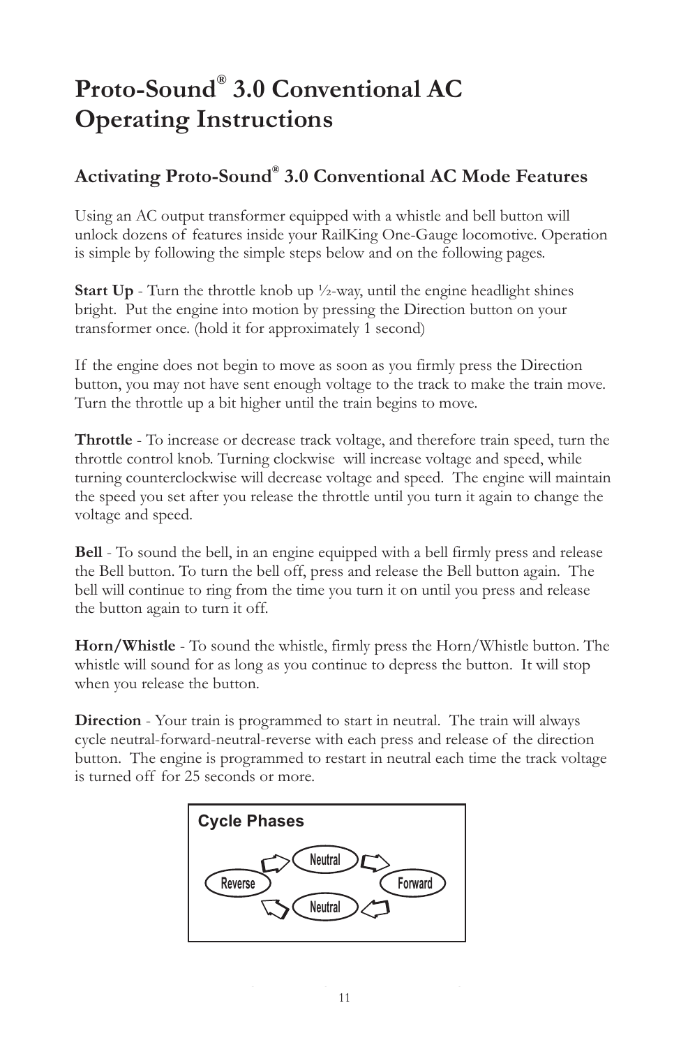# Proto-Sound® 3.0 Conventional AC Operating Instructions

## Activating Proto-Sound® 3.0 Conventional AC Mode Features

Using an AC output transformer equipped with a whistle and bell button will unlock dozens of features inside your RailKing One-Gauge locomotive. Operation is simple by following the simple steps below and on the following pages.

**Start Up** - Turn the throttle knob up ½-way, until the engine headlight shines bright. Put the engine into motion by pressing the Direction button on your transformer once. (hold it for approximately 1 second)

If the engine does not begin to move as soon as you firmly press the Direction button, you may not have sent enough voltage to the track to make the train move. Turn the throttle up a bit higher until the train begins to move.

**Throttle** - To increase or decrease track voltage, and therefore train speed, turn the throttle control knob. Turning clockwise will increase voltage and speed, while turning counterclockwise will decrease voltage and speed. The engine will maintain the speed you set after you release the throttle until you turn it again to change the voltage and speed.

**Bell** - To sound the bell, in an engine equipped with a bell firmly press and release the Bell button. To turn the bell off, press and release the Bell button again. The bell will continue to ring from the time you turn it on until you press and release the button again to turn it off.

**Horn/Whistle** - To sound the whistle, firmly press the Horn/Whistle button. The whistle will sound for as long as you continue to depress the button. It will stop when you release the button.

**Direction** - Your train is programmed to start in neutral. The train will always cycle neutral-forward-neutral-reverse with each press and release of the direction button. The engine is programmed to restart in neutral each time the track voltage is turned off for 25 seconds or more.

**Cycle Phases**

Neutral → Forward → Neutral → Reverse → Neutral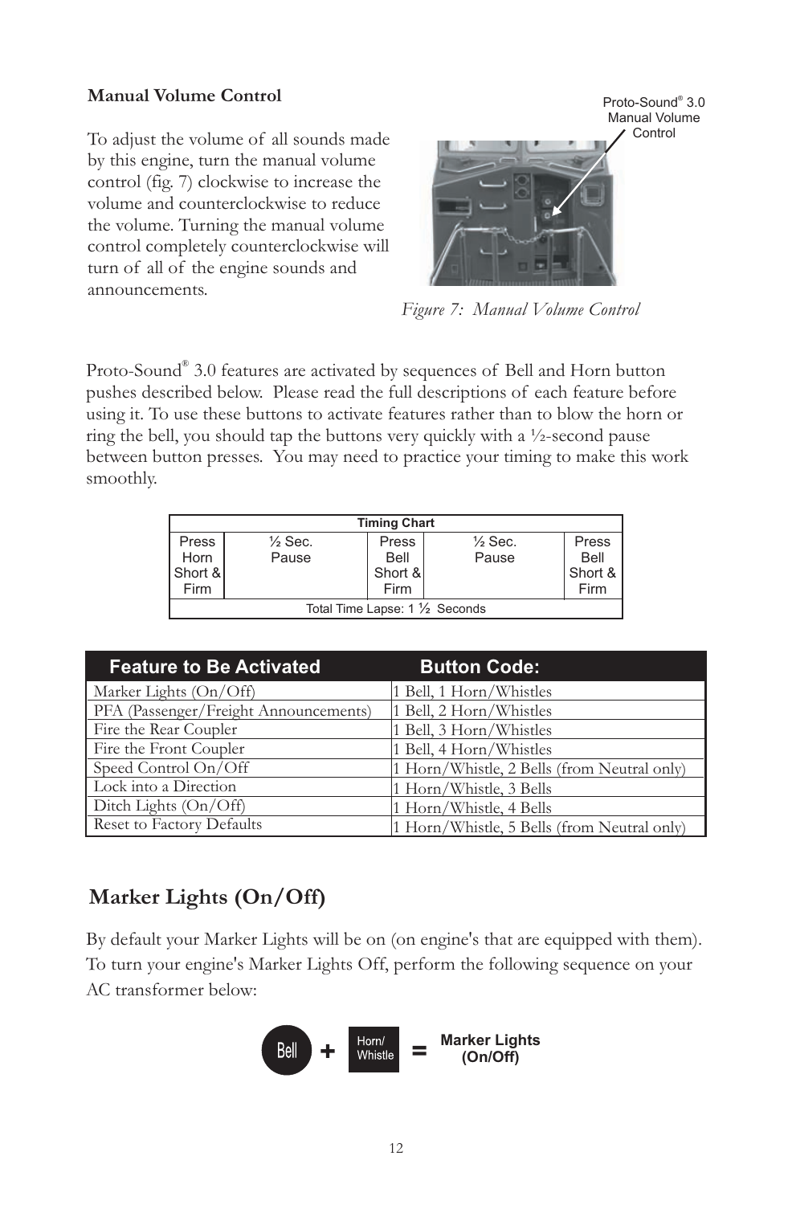### Manual Volume Control

To adjust the volume of all sounds made by this engine, turn the manual volume control (fig. 7) clockwise to increase the volume and counterclockwise to reduce the volume. Turning the manual volume control completely counterclockwise will turn of all of the engine sounds and announcements.

Proto-Sound® 3.0 Manual Volume Control

*Figure 7: Manual Volume Control*

Proto-Sound® 3.0 features are activated by sequences of Bell and Horn button pushes described below. Please read the full descriptions of each feature before using it. To use these buttons to activate features rather than to blow the horn or ring the bell, you should tap the buttons very quickly with a ½-second pause between button presses. You may need to practice your timing to make this work smoothly.

| Timing Chart | | | | |
|---|---|---|---|---|
| Press Horn Short & Firm | ½ Sec. Pause | Press Bell Short & Firm | ½ Sec. Pause | Press Bell Short & Firm |
| Total Time Lapse: 1 ½ Seconds | | | | |

| Feature to Be Activated | Button Code: |
|---|---|
| Marker Lights (On/Off) | 1 Bell, 1 Horn/Whistles |
| PFA (Passenger/Freight Announcements) | 1 Bell, 2 Horn/Whistles |
| Fire the Rear Coupler | 1 Bell, 3 Horn/Whistles |
| Fire the Front Coupler | 1 Bell, 4 Horn/Whistles |
| Speed Control On/Off | 1 Horn/Whistle, 2 Bells (from Neutral only) |
| Lock into a Direction | 1 Horn/Whistle, 3 Bells |
| Ditch Lights (On/Off) | 1 Horn/Whistle, 4 Bells |
| Reset to Factory Defaults | 1 Horn/Whistle, 5 Bells (from Neutral only) |

## Marker Lights (On/Off)

By default your Marker Lights will be on (on engine's that are equipped with them). To turn your engine's Marker Lights Off, perform the following sequence on your AC transformer below:

Bell + Horn/Whistle = **Marker Lights (On/Off)**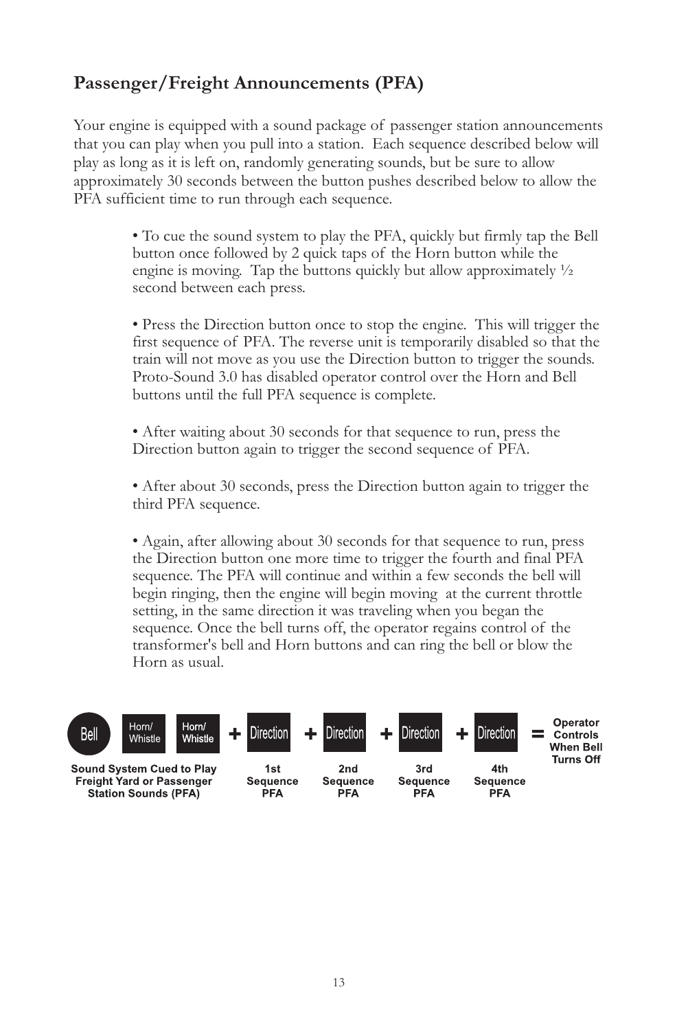## Passenger/Freight Announcements (PFA)

Your engine is equipped with a sound package of passenger station announcements that you can play when you pull into a station. Each sequence described below will play as long as it is left on, randomly generating sounds, but be sure to allow approximately 30 seconds between the button pushes described below to allow the PFA sufficient time to run through each sequence.

- To cue the sound system to play the PFA, quickly but firmly tap the Bell button once followed by 2 quick taps of the Horn button while the engine is moving. Tap the buttons quickly but allow approximately ½ second between each press.

- Press the Direction button once to stop the engine. This will trigger the first sequence of PFA. The reverse unit is temporarily disabled so that the train will not move as you use the Direction button to trigger the sounds. Proto-Sound 3.0 has disabled operator control over the Horn and Bell buttons until the full PFA sequence is complete.

- After waiting about 30 seconds for that sequence to run, press the Direction button again to trigger the second sequence of PFA.

- After about 30 seconds, press the Direction button again to trigger the third PFA sequence.

- Again, after allowing about 30 seconds for that sequence to run, press the Direction button one more time to trigger the fourth and final PFA sequence. The PFA will continue and within a few seconds the bell will begin ringing, then the engine will begin moving at the current throttle setting, in the same direction it was traveling when you began the sequence. Once the bell turns off, the operator regains control of the transformer's bell and Horn buttons and can ring the bell or blow the Horn as usual.

Bell | Horn/Whistle | Horn/Whistle + Direction + Direction + Direction + Direction = Operator Controls When Bell Turns Off

| Bell, Horn/Whistle, Horn/Whistle | + Direction | + Direction | + Direction | + Direction | = |
|---|---|---|---|---|---|
| Sound System Cued to Play Freight Yard or Passenger Station Sounds (PFA) | 1st Sequence PFA | 2nd Sequence PFA | 3rd Sequence PFA | 4th Sequence PFA | Operator Controls When Bell Turns Off |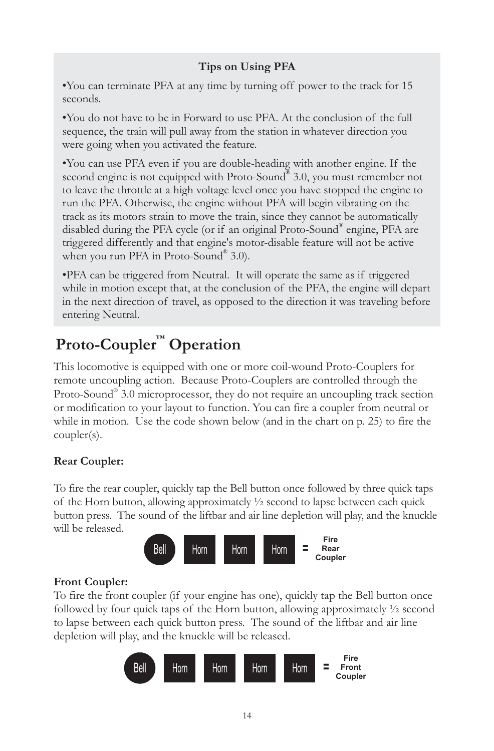**Tips on Using PFA**

•You can terminate PFA at any time by turning off power to the track for 15 seconds.

•You do not have to be in Forward to use PFA. At the conclusion of the full sequence, the train will pull away from the station in whatever direction you were going when you activated the feature.

•You can use PFA even if you are double-heading with another engine. If the second engine is not equipped with Proto-Sound® 3.0, you must remember not to leave the throttle at a high voltage level once you have stopped the engine to run the PFA. Otherwise, the engine without PFA will begin vibrating on the track as its motors strain to move the train, since they cannot be automatically disabled during the PFA cycle (or if an original Proto-Sound® engine, PFA are triggered differently and that engine's motor-disable feature will not be active when you run PFA in Proto-Sound® 3.0).

•PFA can be triggered from Neutral. It will operate the same as if triggered while in motion except that, at the conclusion of the PFA, the engine will depart in the next direction of travel, as opposed to the direction it was traveling before entering Neutral.

# Proto-Coupler™ Operation

This locomotive is equipped with one or more coil-wound Proto-Couplers for remote uncoupling action. Because Proto-Couplers are controlled through the Proto-Sound® 3.0 microprocessor, they do not require an uncoupling track section or modification to your layout to function. You can fire a coupler from neutral or while in motion. Use the code shown below (and in the chart on p. 25) to fire the coupler(s).

**Rear Coupler:**

To fire the rear coupler, quickly tap the Bell button once followed by three quick taps of the Horn button, allowing approximately ½ second to lapse between each quick button press. The sound of the liftbar and air line depletion will play, and the knuckle will be released.

Bell Horn Horn Horn = Fire Rear Coupler

**Front Coupler:**

To fire the front coupler (if your engine has one), quickly tap the Bell button once followed by four quick taps of the Horn button, allowing approximately ½ second to lapse between each quick button press. The sound of the liftbar and air line depletion will play, and the knuckle will be released.

Bell Horn Horn Horn Horn = Fire Front Coupler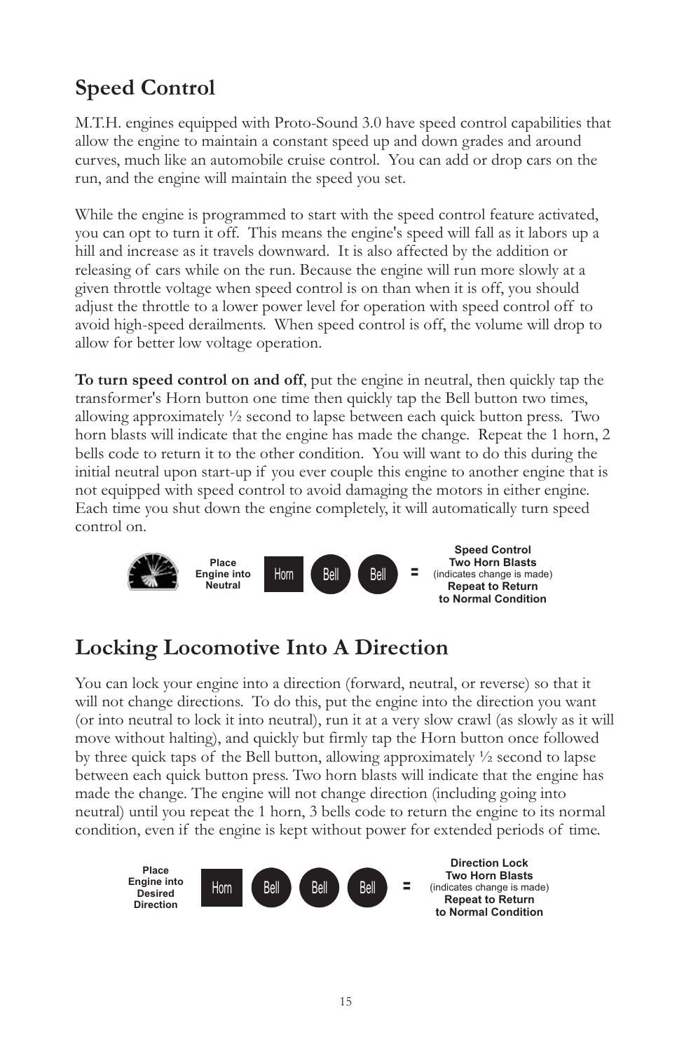## Speed Control

M.T.H. engines equipped with Proto-Sound 3.0 have speed control capabilities that allow the engine to maintain a constant speed up and down grades and around curves, much like an automobile cruise control. You can add or drop cars on the run, and the engine will maintain the speed you set.

While the engine is programmed to start with the speed control feature activated, you can opt to turn it off. This means the engine's speed will fall as it labors up a hill and increase as it travels downward. It is also affected by the addition or releasing of cars while on the run. Because the engine will run more slowly at a given throttle voltage when speed control is on than when it is off, you should adjust the throttle to a lower power level for operation with speed control off to avoid high-speed derailments. When speed control is off, the volume will drop to allow for better low voltage operation.

**To turn speed control on and off**, put the engine in neutral, then quickly tap the transformer's Horn button one time then quickly tap the Bell button two times, allowing approximately ½ second to lapse between each quick button press. Two horn blasts will indicate that the engine has made the change. Repeat the 1 horn, 2 bells code to return it to the other condition. You will want to do this during the initial neutral upon start-up if you ever couple this engine to another engine that is not equipped with speed control to avoid damaging the motors in either engine. Each time you shut down the engine completely, it will automatically turn speed control on.

**Place Engine into Neutral** Horn Bell Bell = **Speed Control Two Horn Blasts** (indicates change is made) **Repeat to Return to Normal Condition**

## Locking Locomotive Into A Direction

You can lock your engine into a direction (forward, neutral, or reverse) so that it will not change directions. To do this, put the engine into the direction you want (or into neutral to lock it into neutral), run it at a very slow crawl (as slowly as it will move without halting), and quickly but firmly tap the Horn button once followed by three quick taps of the Bell button, allowing approximately ½ second to lapse between each quick button press. Two horn blasts will indicate that the engine has made the change. The engine will not change direction (including going into neutral) until you repeat the 1 horn, 3 bells code to return the engine to its normal condition, even if the engine is kept without power for extended periods of time.

**Place Engine into Desired Direction** Horn Bell Bell Bell = **Direction Lock Two Horn Blasts** (indicates change is made) **Repeat to Return to Normal Condition**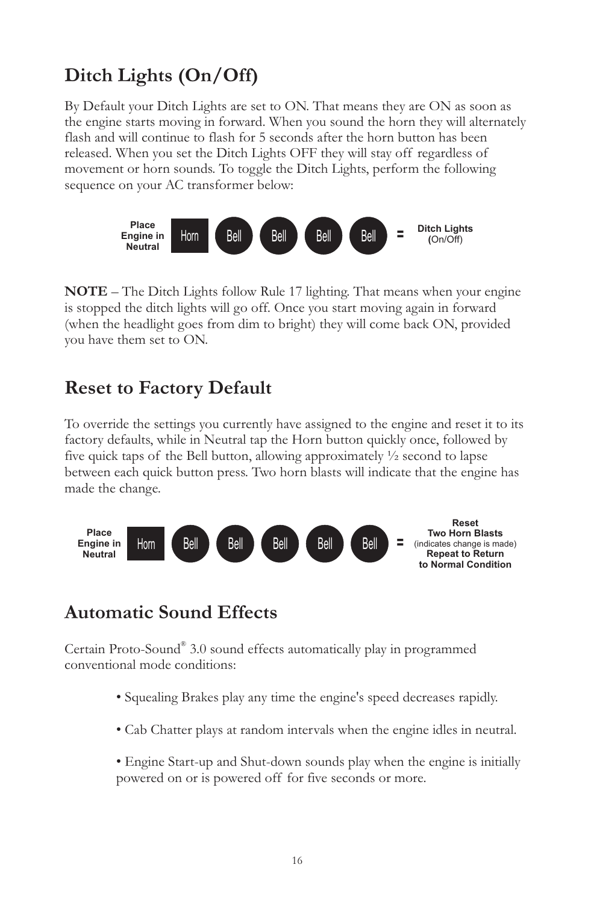## Ditch Lights (On/Off)

By Default your Ditch Lights are set to ON. That means they are ON as soon as the engine starts moving in forward. When you sound the horn they will alternately flash and will continue to flash for 5 seconds after the horn button has been released. When you set the Ditch Lights OFF they will stay off regardless of movement or horn sounds. To toggle the Ditch Lights, perform the following sequence on your AC transformer below:

**Place Engine in Neutral** Horn Bell Bell Bell Bell = **Ditch Lights (**On/Off)

**NOTE** – The Ditch Lights follow Rule 17 lighting. That means when your engine is stopped the ditch lights will go off. Once you start moving again in forward (when the headlight goes from dim to bright) they will come back ON, provided you have them set to ON.

## Reset to Factory Default

To override the settings you currently have assigned to the engine and reset it to its factory defaults, while in Neutral tap the Horn button quickly once, followed by five quick taps of the Bell button, allowing approximately ½ second to lapse between each quick button press. Two horn blasts will indicate that the engine has made the change.

**Place Engine in Neutral** Horn Bell Bell Bell Bell Bell = **Reset Two Horn Blasts** (indicates change is made) **Repeat to Return to Normal Condition**

## Automatic Sound Effects

Certain Proto-Sound® 3.0 sound effects automatically play in programmed conventional mode conditions:

- Squealing Brakes play any time the engine's speed decreases rapidly.
- Cab Chatter plays at random intervals when the engine idles in neutral.
- Engine Start-up and Shut-down sounds play when the engine is initially powered on or is powered off for five seconds or more.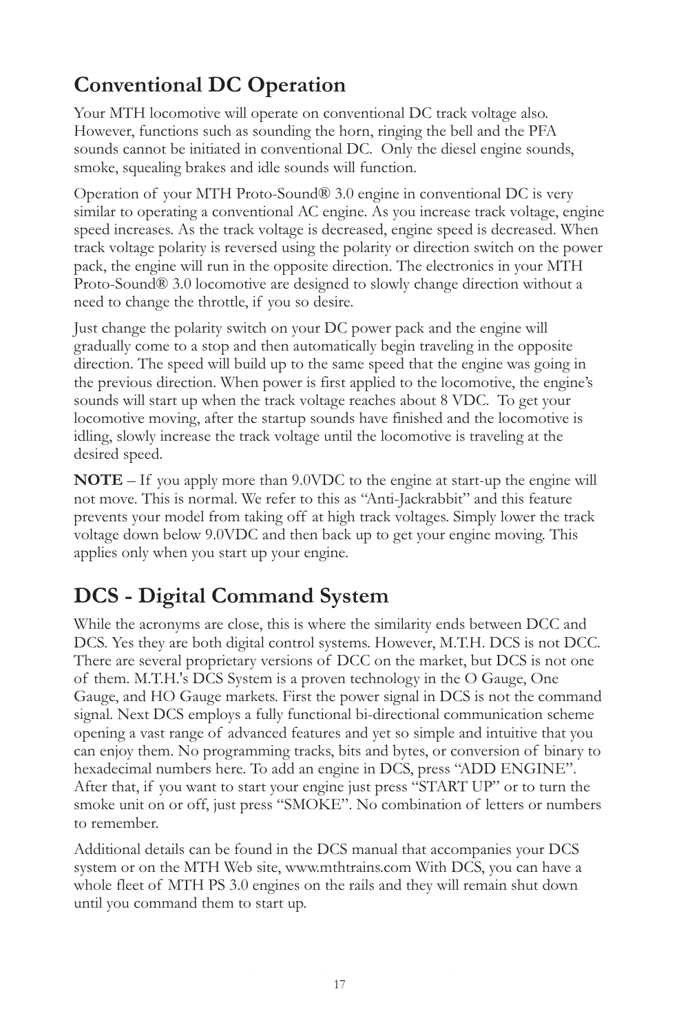## Conventional DC Operation

Your MTH locomotive will operate on conventional DC track voltage also. However, functions such as sounding the horn, ringing the bell and the PFA sounds cannot be initiated in conventional DC. Only the diesel engine sounds, smoke, squealing brakes and idle sounds will function.

Operation of your MTH Proto-Sound® 3.0 engine in conventional DC is very similar to operating a conventional AC engine. As you increase track voltage, engine speed increases. As the track voltage is decreased, engine speed is decreased. When track voltage polarity is reversed using the polarity or direction switch on the power pack, the engine will run in the opposite direction. The electronics in your MTH Proto-Sound® 3.0 locomotive are designed to slowly change direction without a need to change the throttle, if you so desire.

Just change the polarity switch on your DC power pack and the engine will gradually come to a stop and then automatically begin traveling in the opposite direction. The speed will build up to the same speed that the engine was going in the previous direction. When power is first applied to the locomotive, the engine's sounds will start up when the track voltage reaches about 8 VDC. To get your locomotive moving, after the startup sounds have finished and the locomotive is idling, slowly increase the track voltage until the locomotive is traveling at the desired speed.

**NOTE** – If you apply more than 9.0VDC to the engine at start-up the engine will not move. This is normal. We refer to this as "Anti-Jackrabbit" and this feature prevents your model from taking off at high track voltages. Simply lower the track voltage down below 9.0VDC and then back up to get your engine moving. This applies only when you start up your engine.

## DCS - Digital Command System

While the acronyms are close, this is where the similarity ends between DCC and DCS. Yes they are both digital control systems. However, M.T.H. DCS is not DCC. There are several proprietary versions of DCC on the market, but DCS is not one of them. M.T.H.'s DCS System is a proven technology in the O Gauge, One Gauge, and HO Gauge markets. First the power signal in DCS is not the command signal. Next DCS employs a fully functional bi-directional communication scheme opening a vast range of advanced features and yet so simple and intuitive that you can enjoy them. No programming tracks, bits and bytes, or conversion of binary to hexadecimal numbers here. To add an engine in DCS, press "ADD ENGINE". After that, if you want to start your engine just press "START UP" or to turn the smoke unit on or off, just press "SMOKE". No combination of letters or numbers to remember.

Additional details can be found in the DCS manual that accompanies your DCS system or on the MTH Web site, www.mthtrains.com With DCS, you can have a whole fleet of MTH PS 3.0 engines on the rails and they will remain shut down until you command them to start up.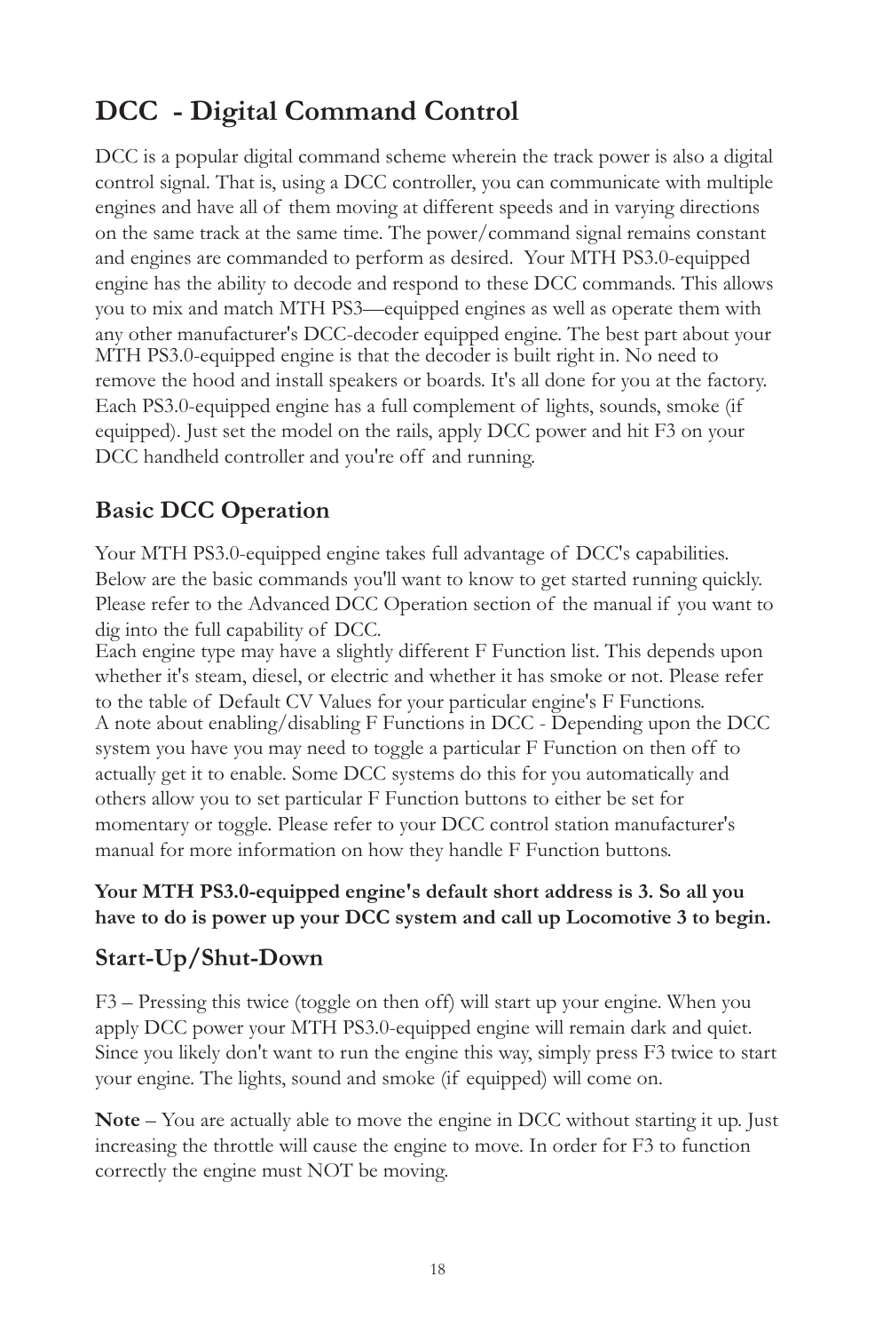# DCC - Digital Command Control

DCC is a popular digital command scheme wherein the track power is also a digital control signal. That is, using a DCC controller, you can communicate with multiple engines and have all of them moving at different speeds and in varying directions on the same track at the same time. The power/command signal remains constant and engines are commanded to perform as desired. Your MTH PS3.0-equipped engine has the ability to decode and respond to these DCC commands. This allows you to mix and match MTH PS3—equipped engines as well as operate them with any other manufacturer's DCC-decoder equipped engine. The best part about your MTH PS3.0-equipped engine is that the decoder is built right in. No need to remove the hood and install speakers or boards. It's all done for you at the factory. Each PS3.0-equipped engine has a full complement of lights, sounds, smoke (if equipped). Just set the model on the rails, apply DCC power and hit F3 on your DCC handheld controller and you're off and running.

## Basic DCC Operation

Your MTH PS3.0-equipped engine takes full advantage of DCC's capabilities. Below are the basic commands you'll want to know to get started running quickly. Please refer to the Advanced DCC Operation section of the manual if you want to dig into the full capability of DCC.

Each engine type may have a slightly different F Function list. This depends upon whether it's steam, diesel, or electric and whether it has smoke or not. Please refer to the table of Default CV Values for your particular engine's F Functions.

A note about enabling/disabling F Functions in DCC - Depending upon the DCC system you have you may need to toggle a particular F Function on then off to actually get it to enable. Some DCC systems do this for you automatically and others allow you to set particular F Function buttons to either be set for momentary or toggle. Please refer to your DCC control station manufacturer's manual for more information on how they handle F Function buttons.

**Your MTH PS3.0-equipped engine's default short address is 3. So all you have to do is power up your DCC system and call up Locomotive 3 to begin.**

## Start-Up/Shut-Down

F3 – Pressing this twice (toggle on then off) will start up your engine. When you apply DCC power your MTH PS3.0-equipped engine will remain dark and quiet. Since you likely don't want to run the engine this way, simply press F3 twice to start your engine. The lights, sound and smoke (if equipped) will come on.

**Note** – You are actually able to move the engine in DCC without starting it up. Just increasing the throttle will cause the engine to move. In order for F3 to function correctly the engine must NOT be moving.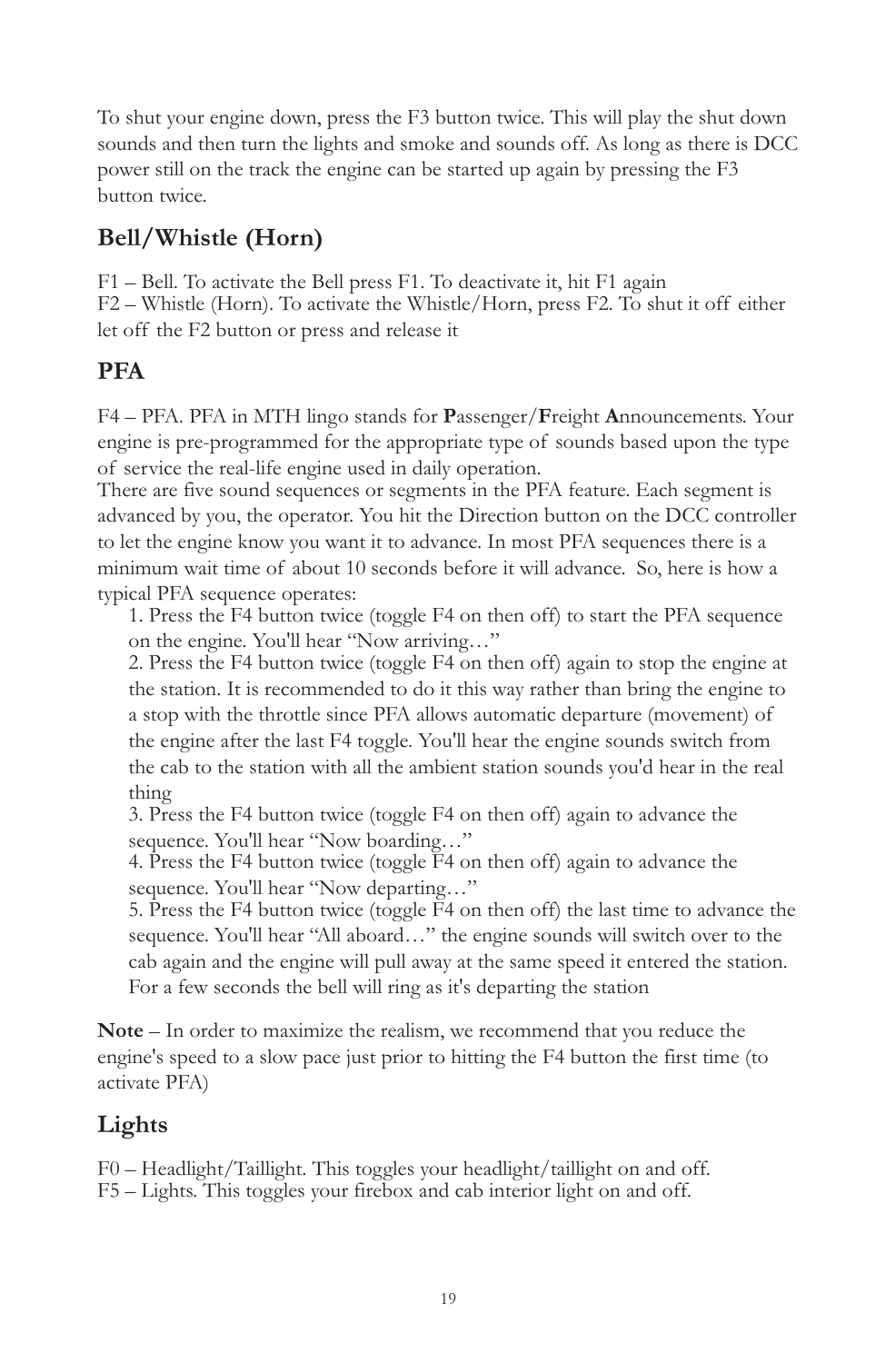To shut your engine down, press the F3 button twice. This will play the shut down sounds and then turn the lights and smoke and sounds off. As long as there is DCC power still on the track the engine can be started up again by pressing the F3 button twice.

## Bell/Whistle (Horn)

F1 – Bell. To activate the Bell press F1. To deactivate it, hit F1 again
F2 – Whistle (Horn). To activate the Whistle/Horn, press F2. To shut it off either let off the F2 button or press and release it

## PFA

F4 – PFA. PFA in MTH lingo stands for **P**assenger/**F**reight **A**nnouncements. Your engine is pre-programmed for the appropriate type of sounds based upon the type of service the real-life engine used in daily operation.
There are five sound sequences or segments in the PFA feature. Each segment is advanced by you, the operator. You hit the Direction button on the DCC controller to let the engine know you want it to advance. In most PFA sequences there is a minimum wait time of about 10 seconds before it will advance. So, here is how a typical PFA sequence operates:

1. Press the F4 button twice (toggle F4 on then off) to start the PFA sequence on the engine. You'll hear "Now arriving…"
2. Press the F4 button twice (toggle F4 on then off) again to stop the engine at the station. It is recommended to do it this way rather than bring the engine to a stop with the throttle since PFA allows automatic departure (movement) of the engine after the last F4 toggle. You'll hear the engine sounds switch from the cab to the station with all the ambient station sounds you'd hear in the real thing
3. Press the F4 button twice (toggle F4 on then off) again to advance the sequence. You'll hear "Now boarding…"
4. Press the F4 button twice (toggle F4 on then off) again to advance the sequence. You'll hear "Now departing…"
5. Press the F4 button twice (toggle F4 on then off) the last time to advance the sequence. You'll hear "All aboard…" the engine sounds will switch over to the cab again and the engine will pull away at the same speed it entered the station. For a few seconds the bell will ring as it's departing the station

**Note** – In order to maximize the realism, we recommend that you reduce the engine's speed to a slow pace just prior to hitting the F4 button the first time (to activate PFA)

## Lights

F0 – Headlight/Taillight. This toggles your headlight/taillight on and off.
F5 – Lights. This toggles your firebox and cab interior light on and off.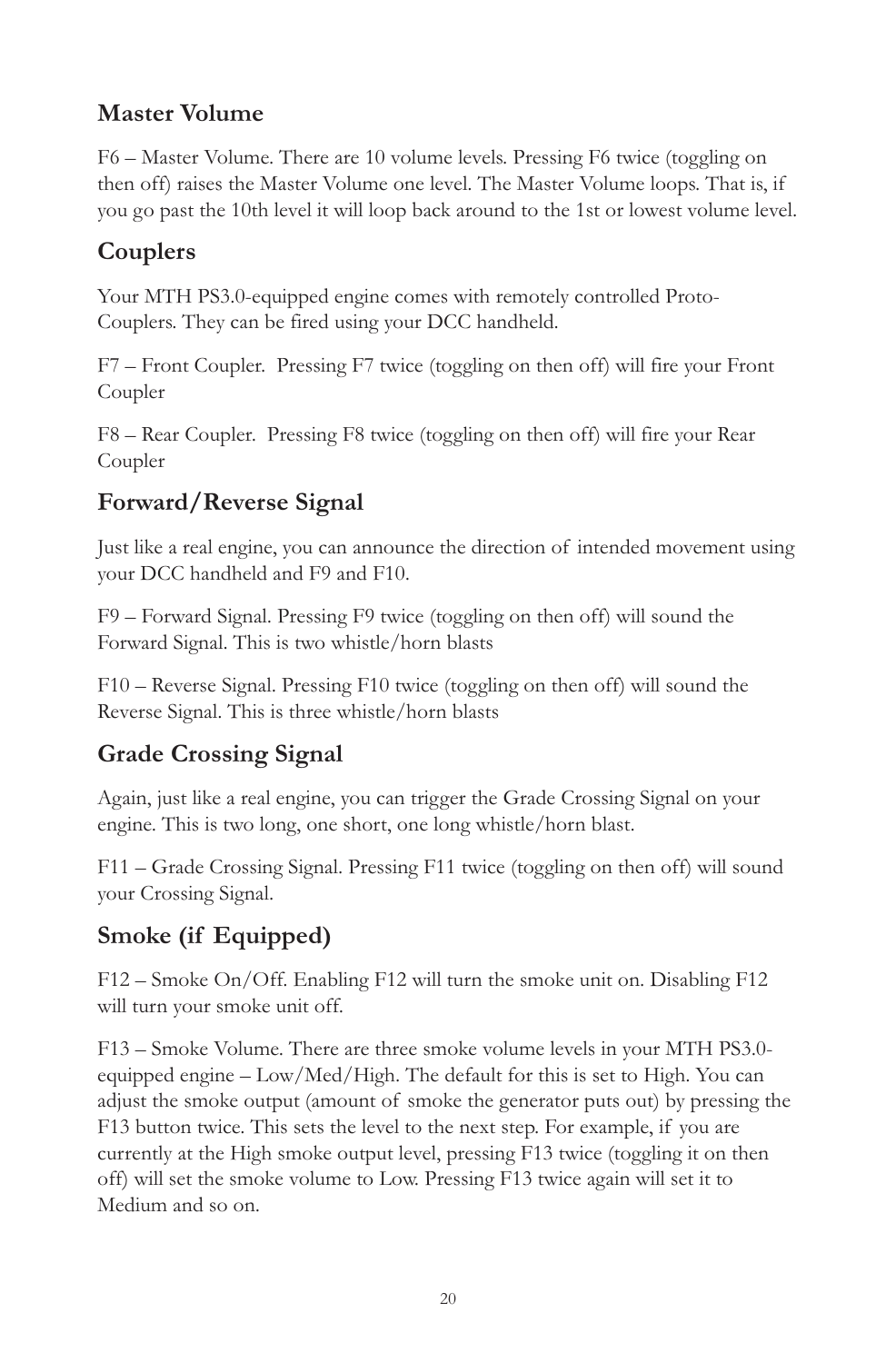## Master Volume

F6 – Master Volume. There are 10 volume levels. Pressing F6 twice (toggling on then off) raises the Master Volume one level. The Master Volume loops. That is, if you go past the 10th level it will loop back around to the 1st or lowest volume level.

## Couplers

Your MTH PS3.0-equipped engine comes with remotely controlled Proto-Couplers. They can be fired using your DCC handheld.

F7 – Front Coupler. Pressing F7 twice (toggling on then off) will fire your Front Coupler

F8 – Rear Coupler. Pressing F8 twice (toggling on then off) will fire your Rear Coupler

## Forward/Reverse Signal

Just like a real engine, you can announce the direction of intended movement using your DCC handheld and F9 and F10.

F9 – Forward Signal. Pressing F9 twice (toggling on then off) will sound the Forward Signal. This is two whistle/horn blasts

F10 – Reverse Signal. Pressing F10 twice (toggling on then off) will sound the Reverse Signal. This is three whistle/horn blasts

## Grade Crossing Signal

Again, just like a real engine, you can trigger the Grade Crossing Signal on your engine. This is two long, one short, one long whistle/horn blast.

F11 – Grade Crossing Signal. Pressing F11 twice (toggling on then off) will sound your Crossing Signal.

## Smoke (if Equipped)

F12 – Smoke On/Off. Enabling F12 will turn the smoke unit on. Disabling F12 will turn your smoke unit off.

F13 – Smoke Volume. There are three smoke volume levels in your MTH PS3.0-equipped engine – Low/Med/High. The default for this is set to High. You can adjust the smoke output (amount of smoke the generator puts out) by pressing the F13 button twice. This sets the level to the next step. For example, if you are currently at the High smoke output level, pressing F13 twice (toggling it on then off) will set the smoke volume to Low. Pressing F13 twice again will set it to Medium and so on.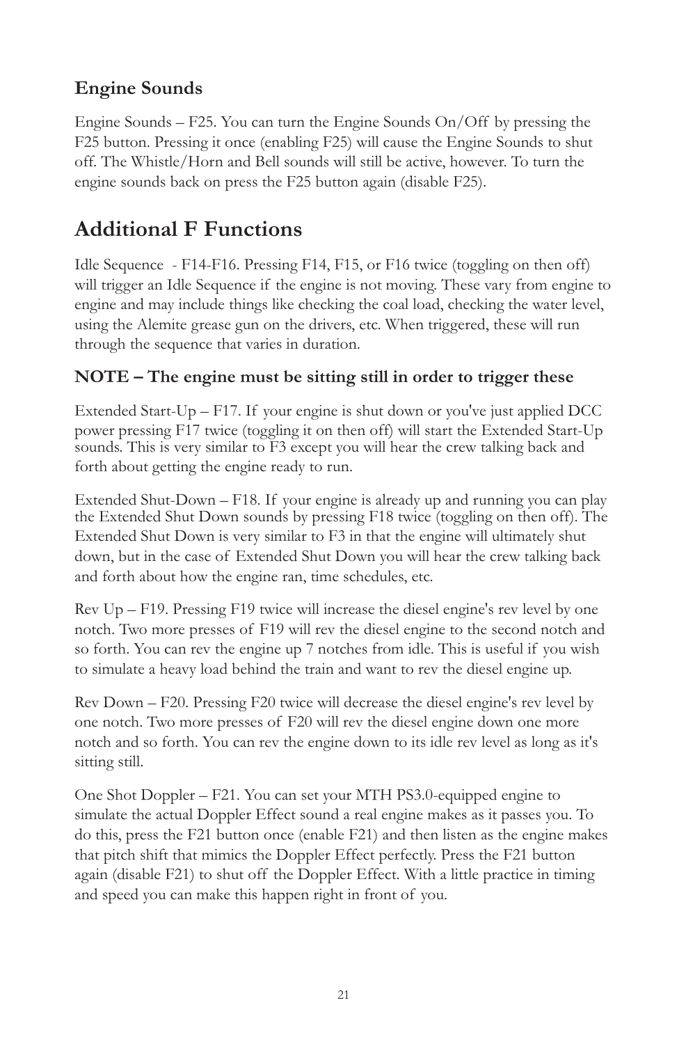### Engine Sounds

Engine Sounds – F25. You can turn the Engine Sounds On/Off by pressing the F25 button. Pressing it once (enabling F25) will cause the Engine Sounds to shut off. The Whistle/Horn and Bell sounds will still be active, however. To turn the engine sounds back on press the F25 button again (disable F25).

## Additional F Functions

Idle Sequence - F14-F16. Pressing F14, F15, or F16 twice (toggling on then off) will trigger an Idle Sequence if the engine is not moving. These vary from engine to engine and may include things like checking the coal load, checking the water level, using the Alemite grease gun on the drivers, etc. When triggered, these will run through the sequence that varies in duration.

### NOTE – The engine must be sitting still in order to trigger these

Extended Start-Up – F17. If your engine is shut down or you've just applied DCC power pressing F17 twice (toggling it on then off) will start the Extended Start-Up sounds. This is very similar to F3 except you will hear the crew talking back and forth about getting the engine ready to run.

Extended Shut-Down – F18. If your engine is already up and running you can play the Extended Shut Down sounds by pressing F18 twice (toggling on then off). The Extended Shut Down is very similar to F3 in that the engine will ultimately shut down, but in the case of Extended Shut Down you will hear the crew talking back and forth about how the engine ran, time schedules, etc.

Rev Up – F19. Pressing F19 twice will increase the diesel engine's rev level by one notch. Two more presses of F19 will rev the diesel engine to the second notch and so forth. You can rev the engine up 7 notches from idle. This is useful if you wish to simulate a heavy load behind the train and want to rev the diesel engine up.

Rev Down – F20. Pressing F20 twice will decrease the diesel engine's rev level by one notch. Two more presses of F20 will rev the diesel engine down one more notch and so forth. You can rev the engine down to its idle rev level as long as it's sitting still.

One Shot Doppler – F21. You can set your MTH PS3.0-equipped engine to simulate the actual Doppler Effect sound a real engine makes as it passes you. To do this, press the F21 button once (enable F21) and then listen as the engine makes that pitch shift that mimics the Doppler Effect perfectly. Press the F21 button again (disable F21) to shut off the Doppler Effect. With a little practice in timing and speed you can make this happen right in front of you.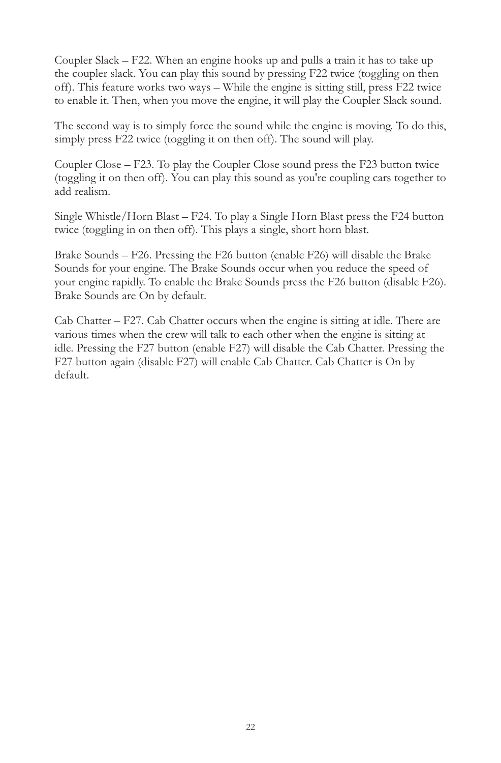Coupler Slack – F22. When an engine hooks up and pulls a train it has to take up the coupler slack. You can play this sound by pressing F22 twice (toggling on then off). This feature works two ways – While the engine is sitting still, press F22 twice to enable it. Then, when you move the engine, it will play the Coupler Slack sound.

The second way is to simply force the sound while the engine is moving. To do this, simply press F22 twice (toggling it on then off). The sound will play.

Coupler Close – F23. To play the Coupler Close sound press the F23 button twice (toggling it on then off). You can play this sound as you're coupling cars together to add realism.

Single Whistle/Horn Blast – F24. To play a Single Horn Blast press the F24 button twice (toggling in on then off). This plays a single, short horn blast.

Brake Sounds – F26. Pressing the F26 button (enable F26) will disable the Brake Sounds for your engine. The Brake Sounds occur when you reduce the speed of your engine rapidly. To enable the Brake Sounds press the F26 button (disable F26). Brake Sounds are On by default.

Cab Chatter – F27. Cab Chatter occurs when the engine is sitting at idle. There are various times when the crew will talk to each other when the engine is sitting at idle. Pressing the F27 button (enable F27) will disable the Cab Chatter. Pressing the F27 button again (disable F27) will enable Cab Chatter. Cab Chatter is On by default.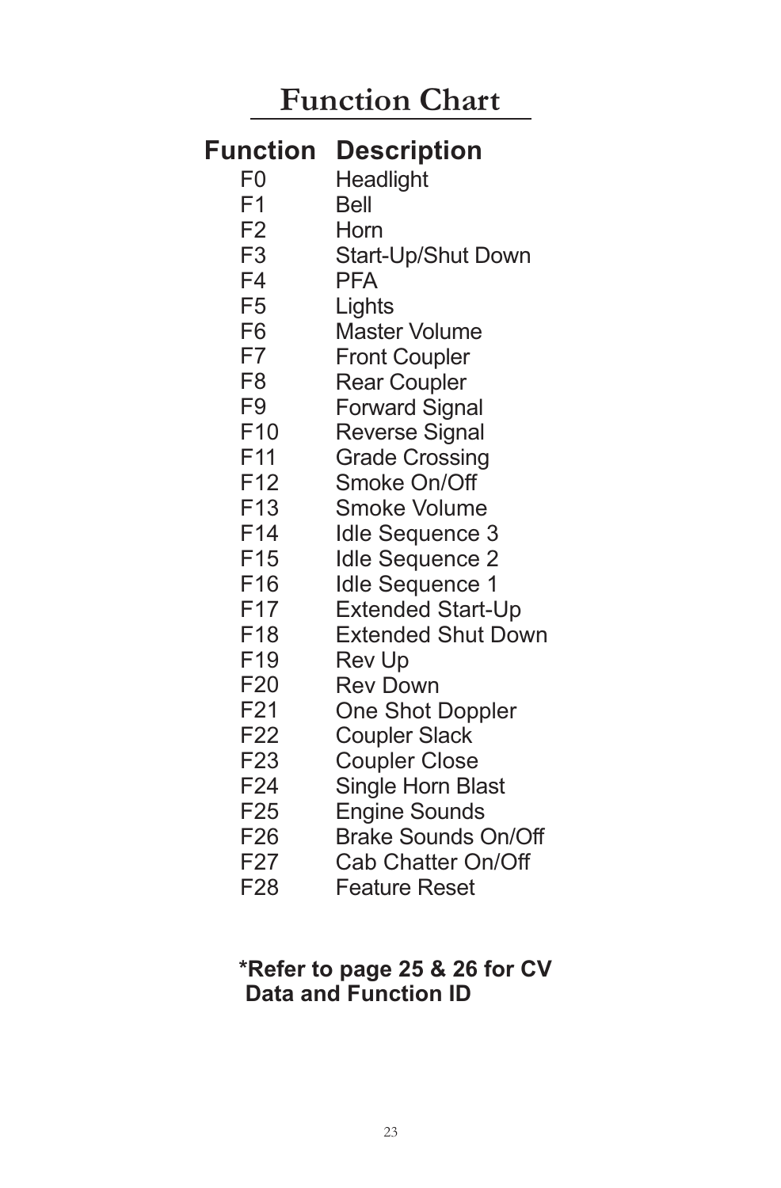# Function Chart

| Function | Description |
|---|---|
| F0 | Headlight |
| F1 | Bell |
| F2 | Horn |
| F3 | Start-Up/Shut Down |
| F4 | PFA |
| F5 | Lights |
| F6 | Master Volume |
| F7 | Front Coupler |
| F8 | Rear Coupler |
| F9 | Forward Signal |
| F10 | Reverse Signal |
| F11 | Grade Crossing |
| F12 | Smoke On/Off |
| F13 | Smoke Volume |
| F14 | Idle Sequence 3 |
| F15 | Idle Sequence 2 |
| F16 | Idle Sequence 1 |
| F17 | Extended Start-Up |
| F18 | Extended Shut Down |
| F19 | Rev Up |
| F20 | Rev Down |
| F21 | One Shot Doppler |
| F22 | Coupler Slack |
| F23 | Coupler Close |
| F24 | Single Horn Blast |
| F25 | Engine Sounds |
| F26 | Brake Sounds On/Off |
| F27 | Cab Chatter On/Off |
| F28 | Feature Reset |

**\*Refer to page 25 & 26 for CV Data and Function ID**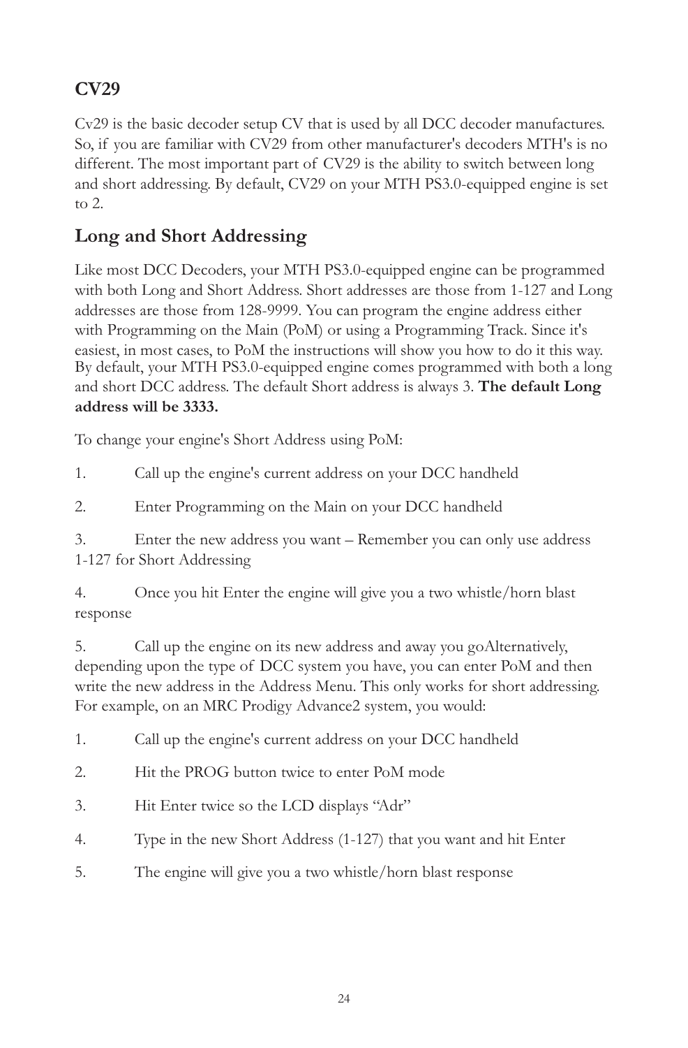## CV29

Cv29 is the basic decoder setup CV that is used by all DCC decoder manufactures. So, if you are familiar with CV29 from other manufacturer's decoders MTH's is no different. The most important part of CV29 is the ability to switch between long and short addressing. By default, CV29 on your MTH PS3.0-equipped engine is set to 2.

## Long and Short Addressing

Like most DCC Decoders, your MTH PS3.0-equipped engine can be programmed with both Long and Short Address. Short addresses are those from 1-127 and Long addresses are those from 128-9999. You can program the engine address either with Programming on the Main (PoM) or using a Programming Track. Since it's easiest, in most cases, to PoM the instructions will show you how to do it this way. By default, your MTH PS3.0-equipped engine comes programmed with both a long and short DCC address. The default Short address is always 3. **The default Long address will be 3333.**

To change your engine's Short Address using PoM:

1. Call up the engine's current address on your DCC handheld
2. Enter Programming on the Main on your DCC handheld
3. Enter the new address you want – Remember you can only use address 1-127 for Short Addressing
4. Once you hit Enter the engine will give you a two whistle/horn blast response
5. Call up the engine on its new address and away you goAlternatively, depending upon the type of DCC system you have, you can enter PoM and then write the new address in the Address Menu. This only works for short addressing. For example, on an MRC Prodigy Advance2 system, you would:

1. Call up the engine's current address on your DCC handheld
2. Hit the PROG button twice to enter PoM mode
3. Hit Enter twice so the LCD displays "Adr"
4. Type in the new Short Address (1-127) that you want and hit Enter
5. The engine will give you a two whistle/horn blast response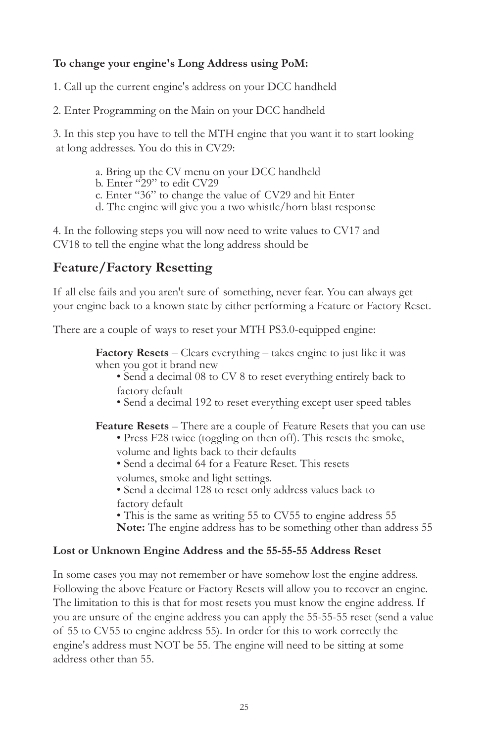**To change your engine's Long Address using PoM:**

1. Call up the current engine's address on your DCC handheld

2. Enter Programming on the Main on your DCC handheld

3. In this step you have to tell the MTH engine that you want it to start looking at long addresses. You do this in CV29:

   a. Bring up the CV menu on your DCC handheld
   b. Enter "29" to edit CV29
   c. Enter "36" to change the value of CV29 and hit Enter
   d. The engine will give you a two whistle/horn blast response

4. In the following steps you will now need to write values to CV17 and CV18 to tell the engine what the long address should be

## Feature/Factory Resetting

If all else fails and you aren't sure of something, never fear. You can always get your engine back to a known state by either performing a Feature or Factory Reset.

There are a couple of ways to reset your MTH PS3.0-equipped engine:

**Factory Resets** – Clears everything – takes engine to just like it was when you got it brand new

- Send a decimal 08 to CV 8 to reset everything entirely back to factory default
- Send a decimal 192 to reset everything except user speed tables

**Feature Resets** – There are a couple of Feature Resets that you can use

- Press F28 twice (toggling on then off). This resets the smoke, volume and lights back to their defaults
- Send a decimal 64 for a Feature Reset. This resets volumes, smoke and light settings.
- Send a decimal 128 to reset only address values back to factory default
- This is the same as writing 55 to CV55 to engine address 55

**Note:** The engine address has to be something other than address 55

**Lost or Unknown Engine Address and the 55-55-55 Address Reset**

In some cases you may not remember or have somehow lost the engine address. Following the above Feature or Factory Resets will allow you to recover an engine. The limitation to this is that for most resets you must know the engine address. If you are unsure of the engine address you can apply the 55-55-55 reset (send a value of 55 to CV55 to engine address 55). In order for this to work correctly the engine's address must NOT be 55. The engine will need to be sitting at some address other than 55.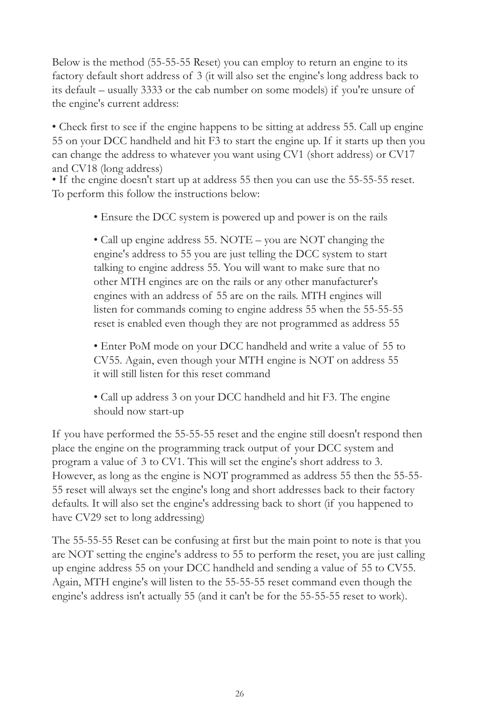Below is the method (55-55-55 Reset) you can employ to return an engine to its factory default short address of 3 (it will also set the engine's long address back to its default – usually 3333 or the cab number on some models) if you're unsure of the engine's current address:

- Check first to see if the engine happens to be sitting at address 55. Call up engine 55 on your DCC handheld and hit F3 to start the engine up. If it starts up then you can change the address to whatever you want using CV1 (short address) or CV17 and CV18 (long address)
- If the engine doesn't start up at address 55 then you can use the 55-55-55 reset. To perform this follow the instructions below:

  - Ensure the DCC system is powered up and power is on the rails

  - Call up engine address 55. NOTE – you are NOT changing the engine's address to 55 you are just telling the DCC system to start talking to engine address 55. You will want to make sure that no other MTH engines are on the rails or any other manufacturer's engines with an address of 55 are on the rails. MTH engines will listen for commands coming to engine address 55 when the 55-55-55 reset is enabled even though they are not programmed as address 55

  - Enter PoM mode on your DCC handheld and write a value of 55 to CV55. Again, even though your MTH engine is NOT on address 55 it will still listen for this reset command

  - Call up address 3 on your DCC handheld and hit F3. The engine should now start-up

If you have performed the 55-55-55 reset and the engine still doesn't respond then place the engine on the programming track output of your DCC system and program a value of 3 to CV1. This will set the engine's short address to 3. However, as long as the engine is NOT programmed as address 55 then the 55-55-55 reset will always set the engine's long and short addresses back to their factory defaults. It will also set the engine's addressing back to short (if you happened to have CV29 set to long addressing)

The 55-55-55 Reset can be confusing at first but the main point to note is that you are NOT setting the engine's address to 55 to perform the reset, you are just calling up engine address 55 on your DCC handheld and sending a value of 55 to CV55. Again, MTH engine's will listen to the 55-55-55 reset command even though the engine's address isn't actually 55 (and it can't be for the 55-55-55 reset to work).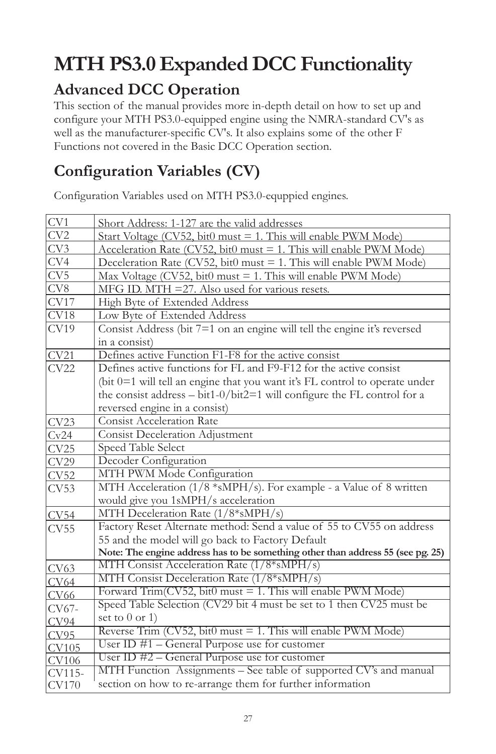# MTH PS3.0 Expanded DCC Functionality

## Advanced DCC Operation

This section of the manual provides more in-depth detail on how to set up and configure your MTH PS3.0-equipped engine using the NMRA-standard CV's as well as the manufacturer-specific CV's. It also explains some of the other F Functions not covered in the Basic DCC Operation section.

## Configuration Variables (CV)

Configuration Variables used on MTH PS3.0-equppied engines.

| CV | Description |
|---|---|
| CV1 | Short Address: 1-127 are the valid addresses |
| CV2 | Start Voltage (CV52, bit0 must = 1. This will enable PWM Mode) |
| CV3 | Acceleration Rate (CV52, bit0 must = 1. This will enable PWM Mode) |
| CV4 | Deceleration Rate (CV52, bit0 must = 1. This will enable PWM Mode) |
| CV5 | Max Voltage (CV52, bit0 must = 1. This will enable PWM Mode) |
| CV8 | MFG ID. MTH =27. Also used for various resets. |
| CV17 | High Byte of Extended Address |
| CV18 | Low Byte of Extended Address |
| CV19 | Consist Address (bit 7=1 on an engine will tell the engine it's reversed in a consist) |
| CV21 | Defines active Function F1-F8 for the active consist |
| CV22 | Defines active functions for FL and F9-F12 for the active consist (bit 0=1 will tell an engine that you want it's FL control to operate under the consist address – bit1-0/bit2=1 will configure the FL control for a reversed engine in a consist) |
| CV23 | Consist Acceleration Rate |
| Cv24 | Consist Deceleration Adjustment |
| CV25 | Speed Table Select |
| CV29 | Decoder Configuration |
| CV52 | MTH PWM Mode Configuration |
| CV53 | MTH Acceleration (1/8 *sMPH/s). For example - a Value of 8 written would give you 1sMPH/s acceleration |
| CV54 | MTH Deceleration Rate (1/8*sMPH/s) |
| CV55 | Factory Reset Alternate method: Send a value of 55 to CV55 on address 55 and the model will go back to Factory Default **Note: The engine address has to be something other than address 55 (see pg. 25)** |
| CV63 | MTH Consist Acceleration Rate (1/8*sMPH/s) |
| CV64 | MTH Consist Deceleration Rate (1/8*sMPH/s) |
| CV66 | Forward Trim(CV52, bit0 must = 1. This will enable PWM Mode) |
| CV67-CV94 | Speed Table Selection (CV29 bit 4 must be set to 1 then CV25 must be set to 0 or 1) |
| CV95 | Reverse Trim (CV52, bit0 must = 1. This will enable PWM Mode) |
| CV105 | User ID #1 – General Purpose use for customer |
| CV106 | User ID #2 – General Purpose use for customer |
| CV115-CV170 | MTH Function Assignments – See table of supported CV's and manual section on how to re-arrange them for further information |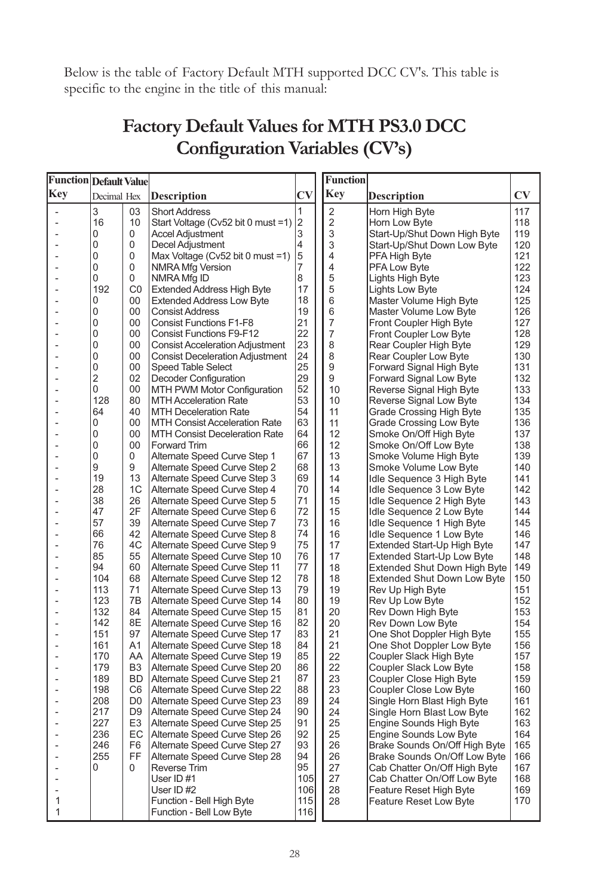Below is the table of Factory Default MTH supported DCC CV's. This table is specific to the engine in the title of this manual:

# Factory Default Values for MTH PS3.0 DCC Configuration Variables (CV's)

| Function Key | Default Value Decimal | Default Value Hex | Description | CV |
|---|---|---|---|---|
| - | 3 | 03 | Short Address | 1 |
| - | 16 | 10 | Start Voltage (Cv52 bit 0 must =1) | 2 |
| - | 0 | 0 | Accel Adjustment | 3 |
| - | 0 | 0 | Decel Adjustment | 4 |
| - | 0 | 0 | Max Voltage (Cv52 bit 0 must =1) | 5 |
| - | 0 | 0 | NMRA Mfg Version | 7 |
| - | 0 | 0 | NMRA Mfg ID | 8 |
| - | 192 | C0 | Extended Address High Byte | 17 |
| - | 0 | 00 | Extended Address Low Byte | 18 |
| - | 0 | 00 | Consist Address | 19 |
| - | 0 | 00 | Consist Functions F1-F8 | 21 |
| - | 0 | 00 | Consist Functions F9-F12 | 22 |
| - | 0 | 00 | Consist Acceleration Adjustment | 23 |
| - | 0 | 00 | Consist Deceleration Adjustment | 24 |
| - | 0 | 00 | Speed Table Select | 25 |
| - | 2 | 02 | Decoder Configuration | 29 |
| - | 0 | 00 | MTH PWM Motor Configuration | 52 |
| - | 128 | 80 | MTH Acceleration Rate | 53 |
| - | 64 | 40 | MTH Deceleration Rate | 54 |
| - | 0 | 00 | MTH Consist Acceleration Rate | 63 |
| - | 0 | 00 | MTH Consist Deceleration Rate | 64 |
| - | 0 | 00 | Forward Trim | 66 |
| - | 0 | 0 | Alternate Speed Curve Step 1 | 67 |
| - | 9 | 9 | Alternate Speed Curve Step 2 | 68 |
| - | 19 | 13 | Alternate Speed Curve Step 3 | 69 |
| - | 28 | 1C | Alternate Speed Curve Step 4 | 70 |
| - | 38 | 26 | Alternate Speed Curve Step 5 | 71 |
| - | 47 | 2F | Alternate Speed Curve Step 6 | 72 |
| - | 57 | 39 | Alternate Speed Curve Step 7 | 73 |
| - | 66 | 42 | Alternate Speed Curve Step 8 | 74 |
| - | 76 | 4C | Alternate Speed Curve Step 9 | 75 |
| - | 85 | 55 | Alternate Speed Curve Step 10 | 76 |
| - | 94 | 60 | Alternate Speed Curve Step 11 | 77 |
| - | 104 | 68 | Alternate Speed Curve Step 12 | 78 |
| - | 113 | 71 | Alternate Speed Curve Step 13 | 79 |
| - | 123 | 7B | Alternate Speed Curve Step 14 | 80 |
| - | 132 | 84 | Alternate Speed Curve Step 15 | 81 |
| - | 142 | 8E | Alternate Speed Curve Step 16 | 82 |
| - | 151 | 97 | Alternate Speed Curve Step 17 | 83 |
| - | 161 | A1 | Alternate Speed Curve Step 18 | 84 |
| - | 170 | AA | Alternate Speed Curve Step 19 | 85 |
| - | 179 | B3 | Alternate Speed Curve Step 20 | 86 |
| - | 189 | BD | Alternate Speed Curve Step 21 | 87 |
| - | 198 | C6 | Alternate Speed Curve Step 22 | 88 |
| - | 208 | D0 | Alternate Speed Curve Step 23 | 89 |
| - | 217 | D9 | Alternate Speed Curve Step 24 | 90 |
| - | 227 | E3 | Alternate Speed Curve Step 25 | 91 |
| - | 236 | EC | Alternate Speed Curve Step 26 | 92 |
| - | 246 | F6 | Alternate Speed Curve Step 27 | 93 |
| - | 255 | FF | Alternate Speed Curve Step 28 | 94 |
| - | 0 | 0 | Reverse Trim | 95 |
| - | | | User ID #1 | 105 |
| - | | | User ID #2 | 106 |
| 1 | | | Function - Bell High Byte | 115 |
| 1 | | | Function - Bell Low Byte | 116 |

| Function Key | Description | CV |
|---|---|---|
| 2 | Horn High Byte | 117 |
| 2 | Horn Low Byte | 118 |
| 3 | Start-Up/Shut Down High Byte | 119 |
| 3 | Start-Up/Shut Down Low Byte | 120 |
| 4 | PFA High Byte | 121 |
| 4 | PFA Low Byte | 122 |
| 5 | Lights High Byte | 123 |
| 5 | Lights Low Byte | 124 |
| 6 | Master Volume High Byte | 125 |
| 6 | Master Volume Low Byte | 126 |
| 7 | Front Coupler High Byte | 127 |
| 7 | Front Coupler Low Byte | 128 |
| 8 | Rear Coupler High Byte | 129 |
| 8 | Rear Coupler Low Byte | 130 |
| 9 | Forward Signal High Byte | 131 |
| 9 | Forward Signal Low Byte | 132 |
| 10 | Reverse Signal High Byte | 133 |
| 10 | Reverse Signal Low Byte | 134 |
| 11 | Grade Crossing High Byte | 135 |
| 11 | Grade Crossing Low Byte | 136 |
| 12 | Smoke On/Off High Byte | 137 |
| 12 | Smoke On/Off Low Byte | 138 |
| 13 | Smoke Volume High Byte | 139 |
| 13 | Smoke Volume Low Byte | 140 |
| 14 | Idle Sequence 3 High Byte | 141 |
| 14 | Idle Sequence 3 Low Byte | 142 |
| 15 | Idle Sequence 2 High Byte | 143 |
| 15 | Idle Sequence 2 Low Byte | 144 |
| 16 | Idle Sequence 1 High Byte | 145 |
| 16 | Idle Sequence 1 Low Byte | 146 |
| 17 | Extended Start-Up High Byte | 147 |
| 17 | Extended Start-Up Low Byte | 148 |
| 18 | Extended Shut Down High Byte | 149 |
| 18 | Extended Shut Down Low Byte | 150 |
| 19 | Rev Up High Byte | 151 |
| 19 | Rev Up Low Byte | 152 |
| 20 | Rev Down High Byte | 153 |
| 20 | Rev Down Low Byte | 154 |
| 21 | One Shot Doppler High Byte | 155 |
| 21 | One Shot Doppler Low Byte | 156 |
| 22 | Coupler Slack High Byte | 157 |
| 22 | Coupler Slack Low Byte | 158 |
| 23 | Coupler Close High Byte | 159 |
| 23 | Coupler Close Low Byte | 160 |
| 24 | Single Horn Blast High Byte | 161 |
| 24 | Single Horn Blast Low Byte | 162 |
| 25 | Engine Sounds High Byte | 163 |
| 25 | Engine Sounds Low Byte | 164 |
| 26 | Brake Sounds On/Off High Byte | 165 |
| 26 | Brake Sounds On/Off Low Byte | 166 |
| 27 | Cab Chatter On/Off High Byte | 167 |
| 27 | Cab Chatter On/Off Low Byte | 168 |
| 28 | Feature Reset High Byte | 169 |
| 28 | Feature Reset Low Byte | 170 |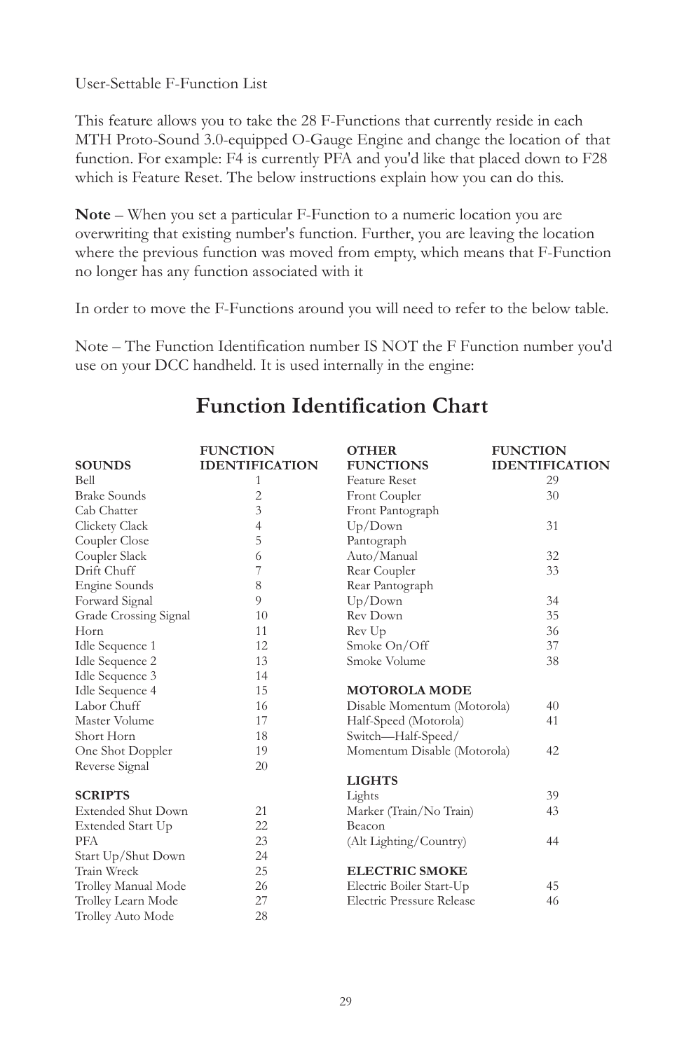User-Settable F-Function List

This feature allows you to take the 28 F-Functions that currently reside in each MTH Proto-Sound 3.0-equipped O-Gauge Engine and change the location of that function. For example: F4 is currently PFA and you'd like that placed down to F28 which is Feature Reset. The below instructions explain how you can do this.

**Note** – When you set a particular F-Function to a numeric location you are overwriting that existing number's function. Further, you are leaving the location where the previous function was moved from empty, which means that F-Function no longer has any function associated with it

In order to move the F-Functions around you will need to refer to the below table.

Note – The Function Identification number IS NOT the F Function number you'd use on your DCC handheld. It is used internally in the engine:

## Function Identification Chart

| SOUNDS | FUNCTION IDENTIFICATION |
|---|---|
| Bell | 1 |
| Brake Sounds | 2 |
| Cab Chatter | 3 |
| Clickety Clack | 4 |
| Coupler Close | 5 |
| Coupler Slack | 6 |
| Drift Chuff | 7 |
| Engine Sounds | 8 |
| Forward Signal | 9 |
| Grade Crossing Signal | 10 |
| Horn | 11 |
| Idle Sequence 1 | 12 |
| Idle Sequence 2 | 13 |
| Idle Sequence 3 | 14 |
| Idle Sequence 4 | 15 |
| Labor Chuff | 16 |
| Master Volume | 17 |
| Short Horn | 18 |
| One Shot Doppler | 19 |
| Reverse Signal | 20 |
| **SCRIPTS** | |
| Extended Shut Down | 21 |
| Extended Start Up | 22 |
| PFA | 23 |
| Start Up/Shut Down | 24 |
| Train Wreck | 25 |
| Trolley Manual Mode | 26 |
| Trolley Learn Mode | 27 |
| Trolley Auto Mode | 28 |

| OTHER FUNCTIONS | FUNCTION IDENTIFICATION |
|---|---|
| Feature Reset | 29 |
| Front Coupler | 30 |
| Front Pantograph Up/Down | 31 |
| Pantograph Auto/Manual | 32 |
| Rear Coupler | 33 |
| Rear Pantograph Up/Down | 34 |
| Rev Down | 35 |
| Rev Up | 36 |
| Smoke On/Off | 37 |
| Smoke Volume | 38 |
| **MOTOROLA MODE** | |
| Disable Momentum (Motorola) | 40 |
| Half-Speed (Motorola) | 41 |
| Switch—Half-Speed/ Momentum Disable (Motorola) | 42 |
| **LIGHTS** | |
| Lights | 39 |
| Marker (Train/No Train) | 43 |
| Beacon (Alt Lighting/Country) | 44 |
| **ELECTRIC SMOKE** | |
| Electric Boiler Start-Up | 45 |
| Electric Pressure Release | 46 |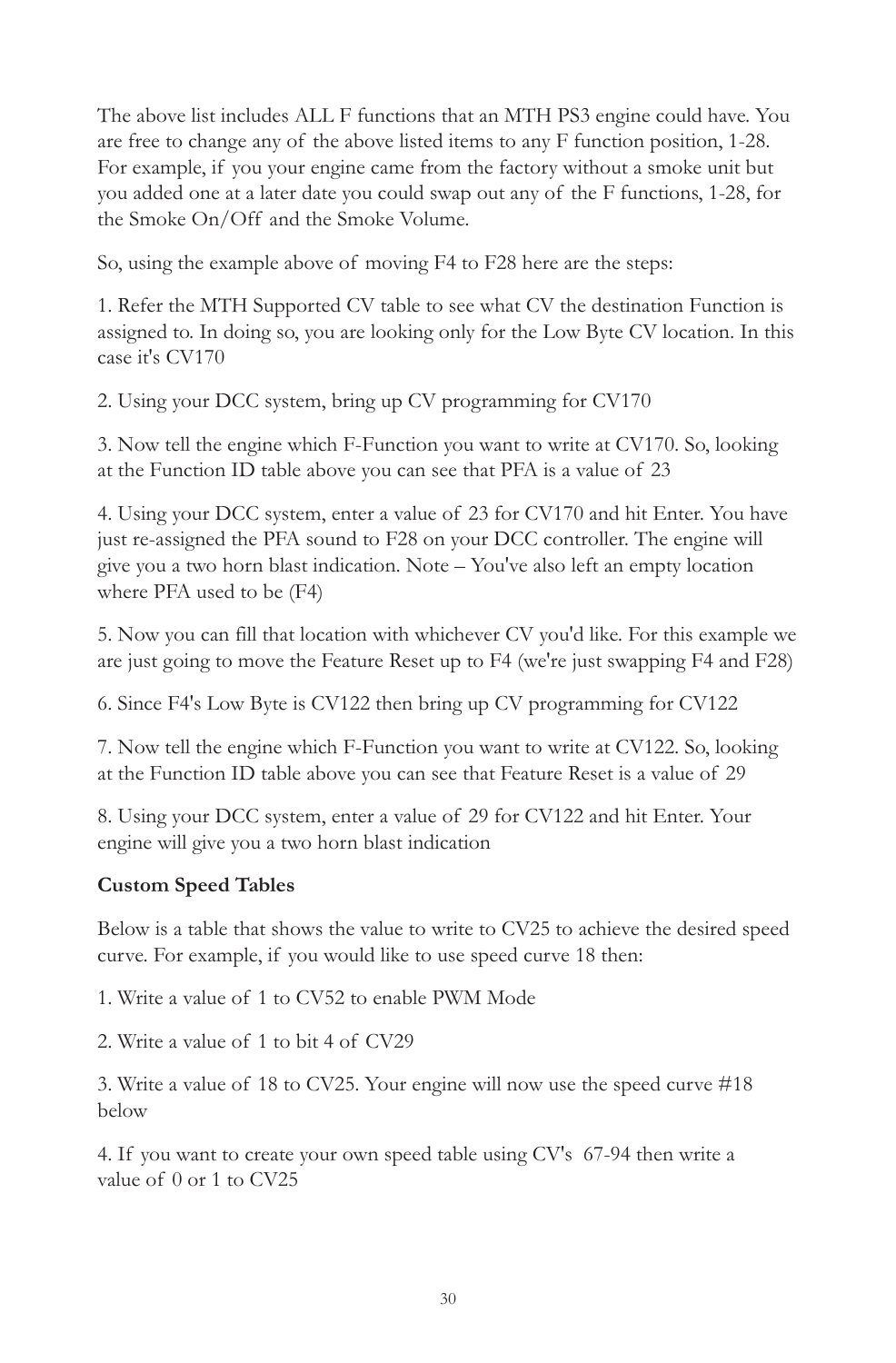The above list includes ALL F functions that an MTH PS3 engine could have. You are free to change any of the above listed items to any F function position, 1-28. For example, if you your engine came from the factory without a smoke unit but you added one at a later date you could swap out any of the F functions, 1-28, for the Smoke On/Off and the Smoke Volume.

So, using the example above of moving F4 to F28 here are the steps:

1. Refer the MTH Supported CV table to see what CV the destination Function is assigned to. In doing so, you are looking only for the Low Byte CV location. In this case it's CV170

2. Using your DCC system, bring up CV programming for CV170

3. Now tell the engine which F-Function you want to write at CV170. So, looking at the Function ID table above you can see that PFA is a value of 23

4. Using your DCC system, enter a value of 23 for CV170 and hit Enter. You have just re-assigned the PFA sound to F28 on your DCC controller. The engine will give you a two horn blast indication. Note – You've also left an empty location where PFA used to be (F4)

5. Now you can fill that location with whichever CV you'd like. For this example we are just going to move the Feature Reset up to F4 (we're just swapping F4 and F28)

6. Since F4's Low Byte is CV122 then bring up CV programming for CV122

7. Now tell the engine which F-Function you want to write at CV122. So, looking at the Function ID table above you can see that Feature Reset is a value of 29

8. Using your DCC system, enter a value of 29 for CV122 and hit Enter. Your engine will give you a two horn blast indication

**Custom Speed Tables**

Below is a table that shows the value to write to CV25 to achieve the desired speed curve. For example, if you would like to use speed curve 18 then:

1. Write a value of 1 to CV52 to enable PWM Mode

2. Write a value of 1 to bit 4 of CV29

3. Write a value of 18 to CV25. Your engine will now use the speed curve #18 below

4. If you want to create your own speed table using CV's 67-94 then write a value of 0 or 1 to CV25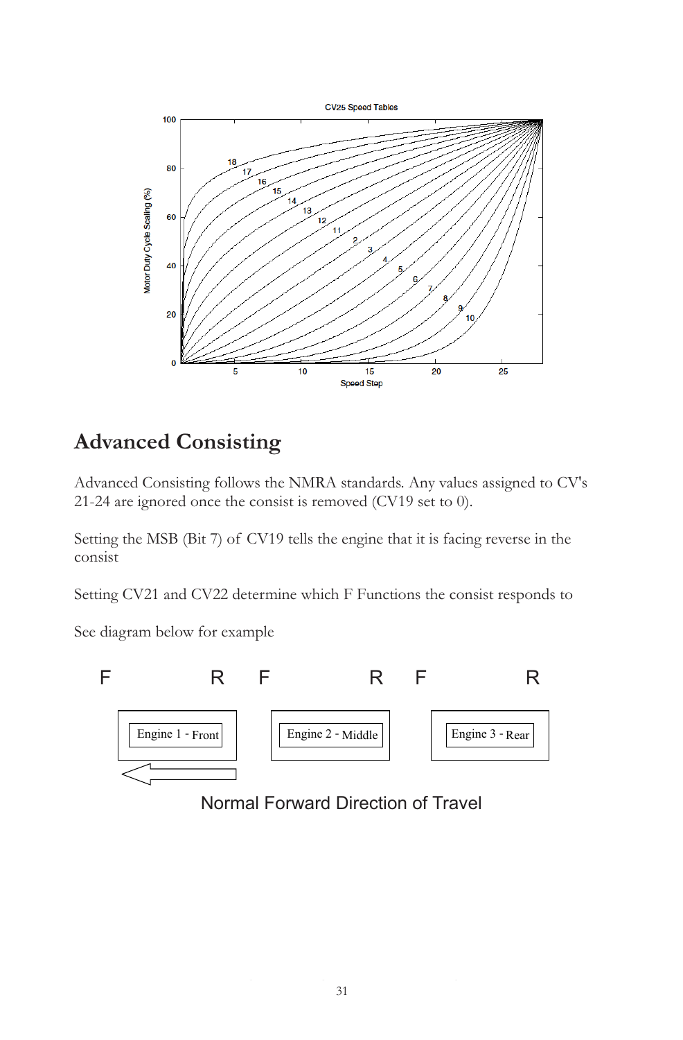CV25 Speed Tables

## Advanced Consisting

Advanced Consisting follows the NMRA standards. Any values assigned to CV's 21-24 are ignored once the consist is removed (CV19 set to 0).

Setting the MSB (Bit 7) of CV19 tells the engine that it is facing reverse in the consist

Setting CV21 and CV22 determine which F Functions the consist responds to

See diagram below for example

F R F R F R

Engine 1 - Front    Engine 2 - Middle    Engine 3 - Rear

Normal Forward Direction of Travel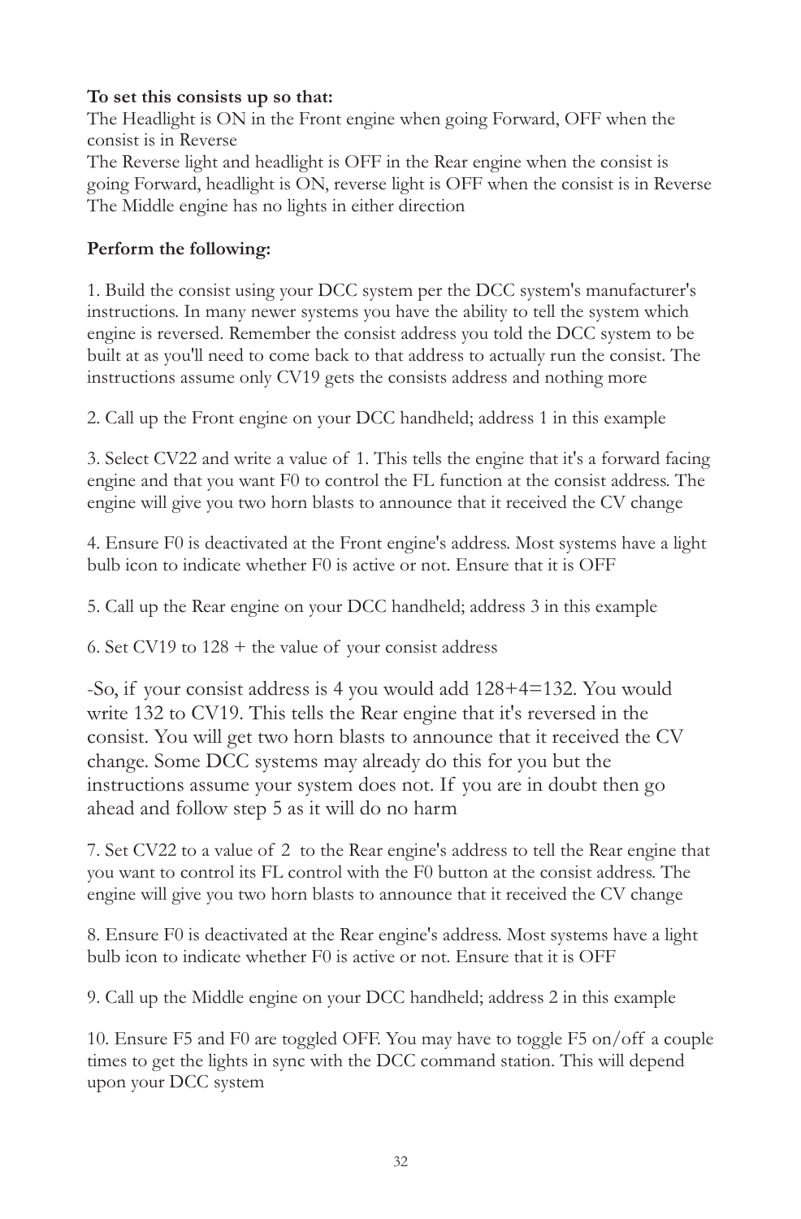**To set this consists up so that:**
The Headlight is ON in the Front engine when going Forward, OFF when the consist is in Reverse
The Reverse light and headlight is OFF in the Rear engine when the consist is going Forward, headlight is ON, reverse light is OFF when the consist is in Reverse
The Middle engine has no lights in either direction

**Perform the following:**

1. Build the consist using your DCC system per the DCC system's manufacturer's instructions. In many newer systems you have the ability to tell the system which engine is reversed. Remember the consist address you told the DCC system to be built at as you'll need to come back to that address to actually run the consist. The instructions assume only CV19 gets the consists address and nothing more

2. Call up the Front engine on your DCC handheld; address 1 in this example

3. Select CV22 and write a value of 1. This tells the engine that it's a forward facing engine and that you want F0 to control the FL function at the consist address. The engine will give you two horn blasts to announce that it received the CV change

4. Ensure F0 is deactivated at the Front engine's address. Most systems have a light bulb icon to indicate whether F0 is active or not. Ensure that it is OFF

5. Call up the Rear engine on your DCC handheld; address 3 in this example

6. Set CV19 to 128 + the value of your consist address

-So, if your consist address is 4 you would add 128+4=132. You would write 132 to CV19. This tells the Rear engine that it's reversed in the consist. You will get two horn blasts to announce that it received the CV change. Some DCC systems may already do this for you but the instructions assume your system does not. If you are in doubt then go ahead and follow step 5 as it will do no harm

7. Set CV22 to a value of 2 to the Rear engine's address to tell the Rear engine that you want to control its FL control with the F0 button at the consist address. The engine will give you two horn blasts to announce that it received the CV change

8. Ensure F0 is deactivated at the Rear engine's address. Most systems have a light bulb icon to indicate whether F0 is active or not. Ensure that it is OFF

9. Call up the Middle engine on your DCC handheld; address 2 in this example

10. Ensure F5 and F0 are toggled OFF. You may have to toggle F5 on/off a couple times to get the lights in sync with the DCC command station. This will depend upon your DCC system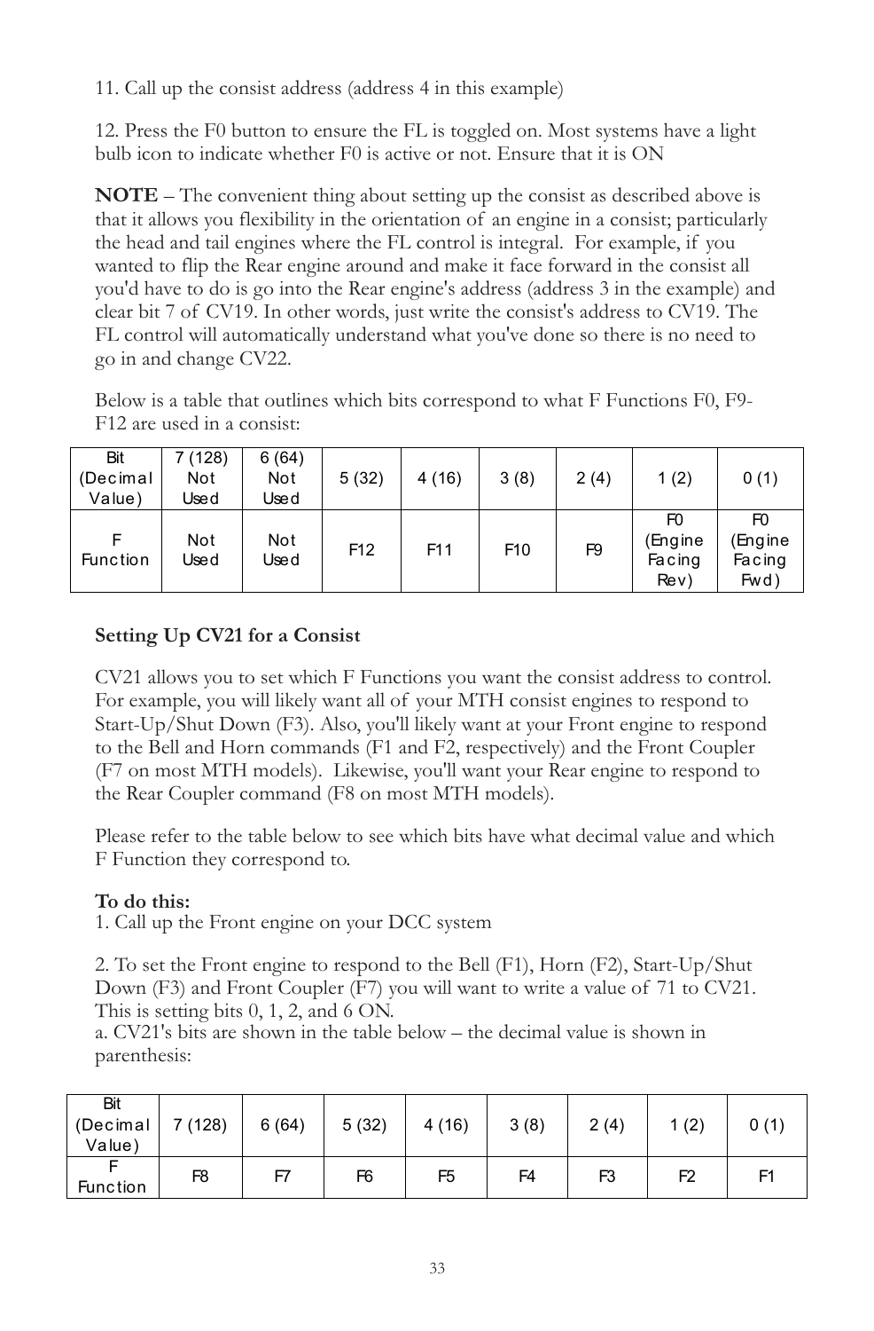11. Call up the consist address (address 4 in this example)

12. Press the F0 button to ensure the FL is toggled on. Most systems have a light bulb icon to indicate whether F0 is active or not. Ensure that it is ON

**NOTE** – The convenient thing about setting up the consist as described above is that it allows you flexibility in the orientation of an engine in a consist; particularly the head and tail engines where the FL control is integral. For example, if you wanted to flip the Rear engine around and make it face forward in the consist all you'd have to do is go into the Rear engine's address (address 3 in the example) and clear bit 7 of CV19. In other words, just write the consist's address to CV19. The FL control will automatically understand what you've done so there is no need to go in and change CV22.

Below is a table that outlines which bits correspond to what F Functions F0, F9-F12 are used in a consist:

| Bit (Decimal Value) | 7 (128) Not Used | 6 (64) Not Used | 5 (32) | 4 (16) | 3 (8) | 2 (4) | 1 (2) | 0 (1) |
|---|---|---|---|---|---|---|---|---|
| F Function | Not Used | Not Used | F12 | F11 | F10 | F9 | F0 (Engine Facing Rev) | F0 (Engine Facing Fwd) |

**Setting Up CV21 for a Consist**

CV21 allows you to set which F Functions you want the consist address to control. For example, you will likely want all of your MTH consist engines to respond to Start-Up/Shut Down (F3). Also, you'll likely want at your Front engine to respond to the Bell and Horn commands (F1 and F2, respectively) and the Front Coupler (F7 on most MTH models). Likewise, you'll want your Rear engine to respond to the Rear Coupler command (F8 on most MTH models).

Please refer to the table below to see which bits have what decimal value and which F Function they correspond to.

**To do this:**
1. Call up the Front engine on your DCC system

2. To set the Front engine to respond to the Bell (F1), Horn (F2), Start-Up/Shut Down (F3) and Front Coupler (F7) you will want to write a value of 71 to CV21. This is setting bits 0, 1, 2, and 6 ON.
a. CV21's bits are shown in the table below – the decimal value is shown in parenthesis:

| Bit (Decimal Value) | 7 (128) | 6 (64) | 5 (32) | 4 (16) | 3 (8) | 2 (4) | 1 (2) | 0 (1) |
|---|---|---|---|---|---|---|---|---|
| F Function | F8 | F7 | F6 | F5 | F4 | F3 | F2 | F1 |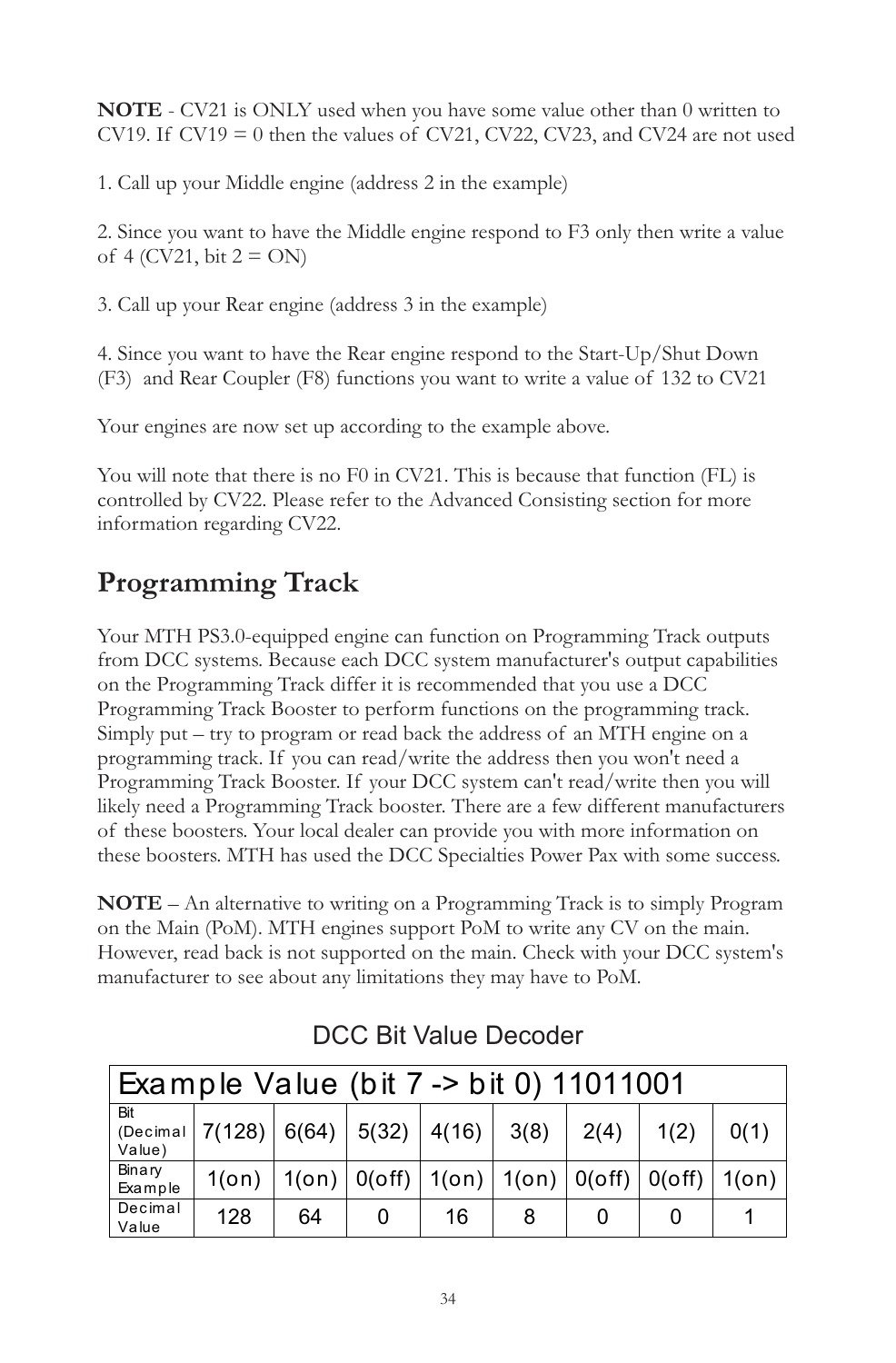**NOTE** - CV21 is ONLY used when you have some value other than 0 written to CV19. If CV19 = 0 then the values of CV21, CV22, CV23, and CV24 are not used

1. Call up your Middle engine (address 2 in the example)

2. Since you want to have the Middle engine respond to F3 only then write a value of 4 (CV21, bit 2 = ON)

3. Call up your Rear engine (address 3 in the example)

4. Since you want to have the Rear engine respond to the Start-Up/Shut Down (F3) and Rear Coupler (F8) functions you want to write a value of 132 to CV21

Your engines are now set up according to the example above.

You will note that there is no F0 in CV21. This is because that function (FL) is controlled by CV22. Please refer to the Advanced Consisting section for more information regarding CV22.

## Programming Track

Your MTH PS3.0-equipped engine can function on Programming Track outputs from DCC systems. Because each DCC system manufacturer's output capabilities on the Programming Track differ it is recommended that you use a DCC Programming Track Booster to perform functions on the programming track. Simply put – try to program or read back the address of an MTH engine on a programming track. If you can read/write the address then you won't need a Programming Track Booster. If your DCC system can't read/write then you will likely need a Programming Track booster. There are a few different manufacturers of these boosters. Your local dealer can provide you with more information on these boosters. MTH has used the DCC Specialties Power Pax with some success.

**NOTE** – An alternative to writing on a Programming Track is to simply Program on the Main (PoM). MTH engines support PoM to write any CV on the main. However, read back is not supported on the main. Check with your DCC system's manufacturer to see about any limitations they may have to PoM.

DCC Bit Value Decoder

| Example Value (bit 7 -> bit 0) 11011001 | | | | | | | | |
|---|---|---|---|---|---|---|---|---|
| Bit (Decimal Value) | 7(128) | 6(64) | 5(32) | 4(16) | 3(8) | 2(4) | 1(2) | 0(1) |
| Binary Example | 1(on) | 1(on) | 0(off) | 1(on) | 1(on) | 0(off) | 0(off) | 1(on) |
| Decimal Value | 128 | 64 | 0 | 16 | 8 | 0 | 0 | 1 |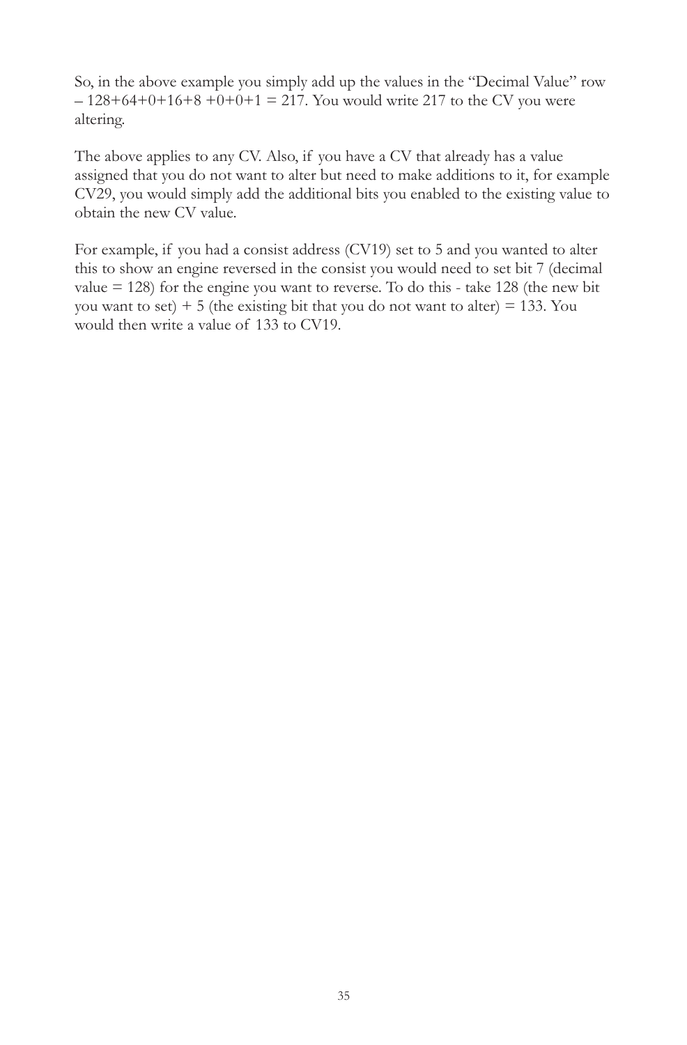So, in the above example you simply add up the values in the "Decimal Value" row – 128+64+0+16+8 +0+0+1 = 217. You would write 217 to the CV you were altering.

The above applies to any CV. Also, if you have a CV that already has a value assigned that you do not want to alter but need to make additions to it, for example CV29, you would simply add the additional bits you enabled to the existing value to obtain the new CV value.

For example, if you had a consist address (CV19) set to 5 and you wanted to alter this to show an engine reversed in the consist you would need to set bit 7 (decimal value = 128) for the engine you want to reverse. To do this - take 128 (the new bit you want to set) + 5 (the existing bit that you do not want to alter) = 133. You would then write a value of 133 to CV19.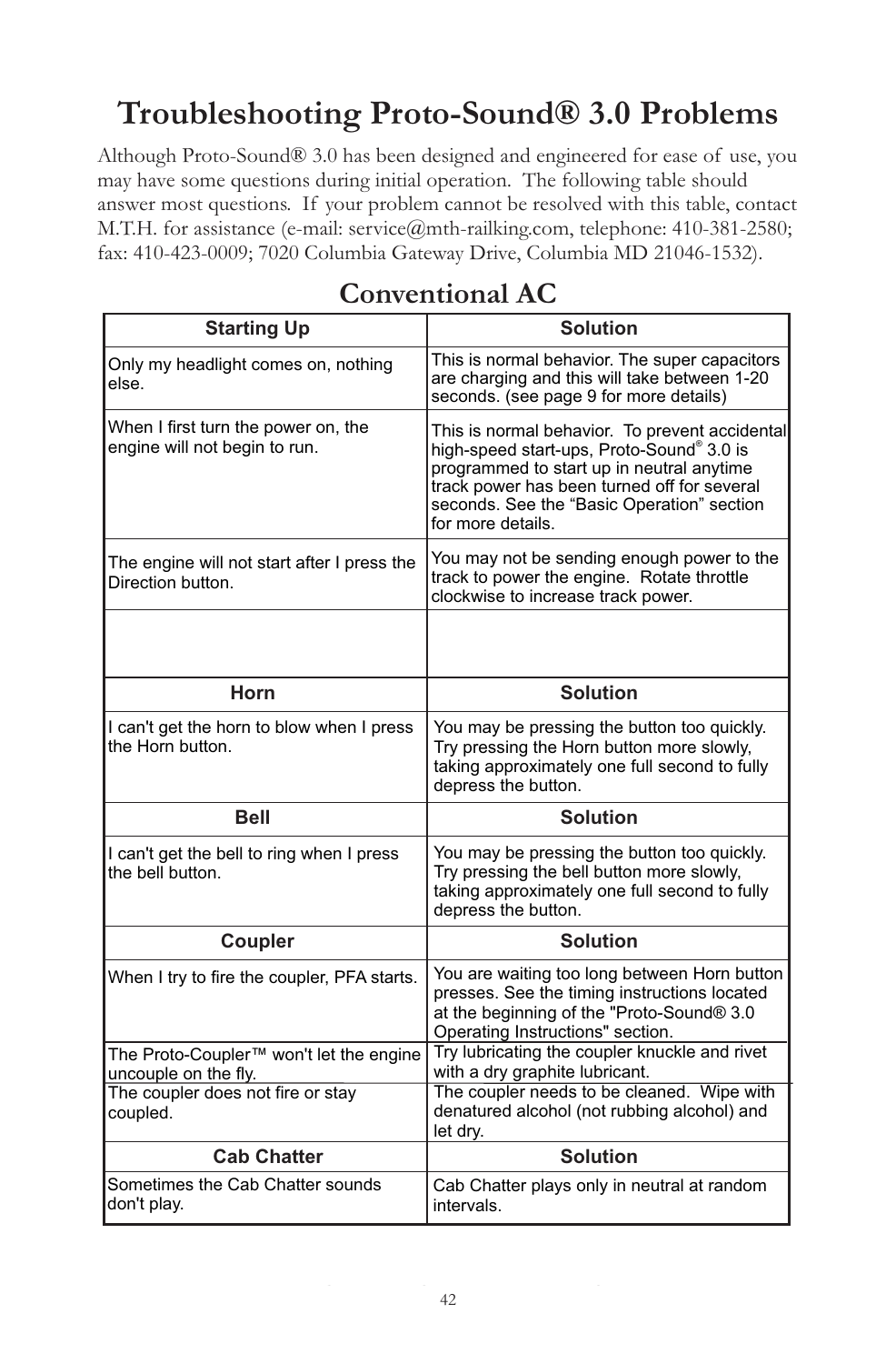# Troubleshooting Proto-Sound® 3.0 Problems

Although Proto-Sound® 3.0 has been designed and engineered for ease of use, you may have some questions during initial operation. The following table should answer most questions. If your problem cannot be resolved with this table, contact M.T.H. for assistance (e-mail: service@mth-railking.com, telephone: 410-381-2580; fax: 410-423-0009; 7020 Columbia Gateway Drive, Columbia MD 21046-1532).

## Conventional AC

| Starting Up | Solution |
|---|---|
| Only my headlight comes on, nothing else. | This is normal behavior. The super capacitors are charging and this will take between 1-20 seconds. (see page 9 for more details) |
| When I first turn the power on, the engine will not begin to run. | This is normal behavior. To prevent accidental high-speed start-ups, Proto-Sound® 3.0 is programmed to start up in neutral anytime track power has been turned off for several seconds. See the "Basic Operation" section for more details. |
| The engine will not start after I press the Direction button. | You may not be sending enough power to the track to power the engine. Rotate throttle clockwise to increase track power. |
| | |
| **Horn** | **Solution** |
| I can't get the horn to blow when I press the Horn button. | You may be pressing the button too quickly. Try pressing the Horn button more slowly, taking approximately one full second to fully depress the button. |
| **Bell** | **Solution** |
| I can't get the bell to ring when I press the bell button. | You may be pressing the button too quickly. Try pressing the bell button more slowly, taking approximately one full second to fully depress the button. |
| **Coupler** | **Solution** |
| When I try to fire the coupler, PFA starts. | You are waiting too long between Horn button presses. See the timing instructions located at the beginning of the "Proto-Sound® 3.0 Operating Instructions" section. |
| The Proto-Coupler™ won't let the engine uncouple on the fly. | Try lubricating the coupler knuckle and rivet with a dry graphite lubricant. |
| The coupler does not fire or stay coupled. | The coupler needs to be cleaned. Wipe with denatured alcohol (not rubbing alcohol) and let dry. |
| **Cab Chatter** | **Solution** |
| Sometimes the Cab Chatter sounds don't play. | Cab Chatter plays only in neutral at random intervals. |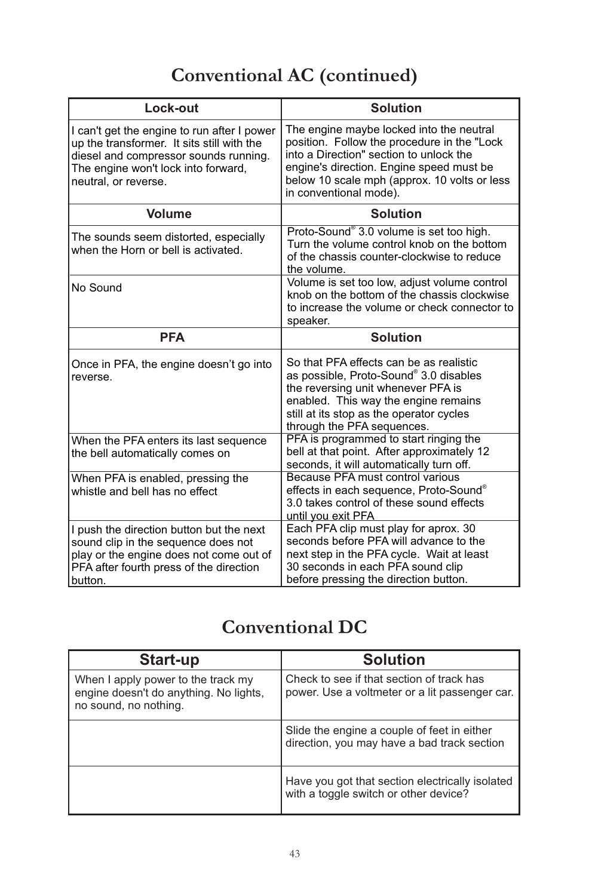# Conventional AC (continued)

| Lock-out | Solution |
|---|---|
| I can't get the engine to run after I power up the transformer. It sits still with the diesel and compressor sounds running. The engine won't lock into forward, neutral, or reverse. | The engine maybe locked into the neutral position. Follow the procedure in the "Lock into a Direction" section to unlock the engine's direction. Engine speed must be below 10 scale mph (approx. 10 volts or less in conventional mode). |
| **Volume** | **Solution** |
| The sounds seem distorted, especially when the Horn or bell is activated. | Proto-Sound® 3.0 volume is set too high. Turn the volume control knob on the bottom of the chassis counter-clockwise to reduce the volume. |
| No Sound | Volume is set too low, adjust volume control knob on the bottom of the chassis clockwise to increase the volume or check connector to speaker. |
| **PFA** | **Solution** |
| Once in PFA, the engine doesn't go into reverse. | So that PFA effects can be as realistic as possible, Proto-Sound® 3.0 disables the reversing unit whenever PFA is enabled. This way the engine remains still at its stop as the operator cycles through the PFA sequences. |
| When the PFA enters its last sequence the bell automatically comes on | PFA is programmed to start ringing the bell at that point. After approximately 12 seconds, it will automatically turn off. |
| When PFA is enabled, pressing the whistle and bell has no effect | Because PFA must control various effects in each sequence, Proto-Sound® 3.0 takes control of these sound effects until you exit PFA |
| I push the direction button but the next sound clip in the sequence does not play or the engine does not come out of PFA after fourth press of the direction button. | Each PFA clip must play for aprox. 30 seconds before PFA will advance to the next step in the PFA cycle. Wait at least 30 seconds in each PFA sound clip before pressing the direction button. |

# Conventional DC

| Start-up | Solution |
|---|---|
| When I apply power to the track my engine doesn't do anything. No lights, no sound, no nothing. | Check to see if that section of track has power. Use a voltmeter or a lit passenger car. |
| | Slide the engine a couple of feet in either direction, you may have a bad track section |
| | Have you got that section electrically isolated with a toggle switch or other device? |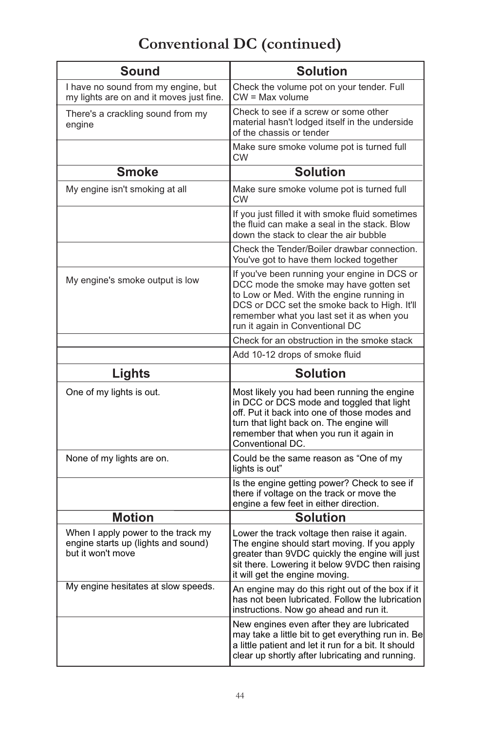# Conventional DC (continued)

| Sound | Solution |
|---|---|
| I have no sound from my engine, but my lights are on and it moves just fine. | Check the volume pot on your tender. Full CW = Max volume |
| There's a crackling sound from my engine | Check to see if a screw or some other material hasn't lodged itself in the underside of the chassis or tender |
| | Make sure smoke volume pot is turned full CW |
| **Smoke** | **Solution** |
| My engine isn't smoking at all | Make sure smoke volume pot is turned full CW |
| | If you just filled it with smoke fluid sometimes the fluid can make a seal in the stack. Blow down the stack to clear the air bubble |
| | Check the Tender/Boiler drawbar connection. You've got to have them locked together |
| My engine's smoke output is low | If you've been running your engine in DCS or DCC mode the smoke may have gotten set to Low or Med. With the engine running in DCS or DCC set the smoke back to High. It'll remember what you last set it as when you run it again in Conventional DC |
| | Check for an obstruction in the smoke stack |
| | Add 10-12 drops of smoke fluid |
| **Lights** | **Solution** |
| One of my lights is out. | Most likely you had been running the engine in DCC or DCS mode and toggled that light off. Put it back into one of those modes and turn that light back on. The engine will remember that when you run it again in Conventional DC. |
| None of my lights are on. | Could be the same reason as “One of my lights is out” |
| | Is the engine getting power? Check to see if there if voltage on the track or move the engine a few feet in either direction. |
| **Motion** | **Solution** |
| When I apply power to the track my engine starts up (lights and sound) but it won't move | Lower the track voltage then raise it again. The engine should start moving. If you apply greater than 9VDC quickly the engine will just sit there. Lowering it below 9VDC then raising it will get the engine moving. |
| My engine hesitates at slow speeds. | An engine may do this right out of the box if it has not been lubricated. Follow the lubrication instructions. Now go ahead and run it. |
| | New engines even after they are lubricated may take a little bit to get everything run in. Be a little patient and let it run for a bit. It should clear up shortly after lubricating and running. |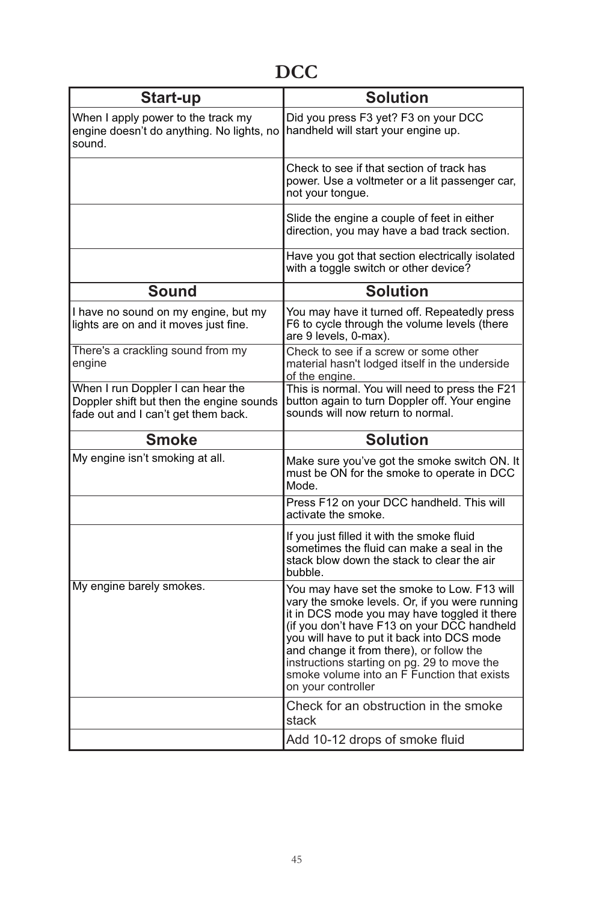# DCC

| Start-up | Solution |
|---|---|
| When I apply power to the track my engine doesn't do anything. No lights, no sound. | Did you press F3 yet? F3 on your DCC handheld will start your engine up. |
| | Check to see if that section of track has power. Use a voltmeter or a lit passenger car, not your tongue. |
| | Slide the engine a couple of feet in either direction, you may have a bad track section. |
| | Have you got that section electrically isolated with a toggle switch or other device? |
| **Sound** | **Solution** |
| I have no sound on my engine, but my lights are on and it moves just fine. | You may have it turned off. Repeatedly press F6 to cycle through the volume levels (there are 9 levels, 0-max). |
| There's a crackling sound from my engine | Check to see if a screw or some other material hasn't lodged itself in the underside of the engine. |
| When I run Doppler I can hear the Doppler shift but then the engine sounds fade out and I can't get them back. | This is normal. You will need to press the F21 button again to turn Doppler off. Your engine sounds will now return to normal. |
| **Smoke** | **Solution** |
| My engine isn't smoking at all. | Make sure you've got the smoke switch ON. It must be ON for the smoke to operate in DCC Mode. |
| | Press F12 on your DCC handheld. This will activate the smoke. |
| | If you just filled it with the smoke fluid sometimes the fluid can make a seal in the stack blow down the stack to clear the air bubble. |
| My engine barely smokes. | You may have set the smoke to Low. F13 will vary the smoke levels. Or, if you were running it in DCS mode you may have toggled it there (if you don't have F13 on your DCC handheld you will have to put it back into DCS mode and change it from there), or follow the instructions starting on pg. 29 to move the smoke volume into an F Function that exists on your controller |
| | Check for an obstruction in the smoke stack |
| | Add 10-12 drops of smoke fluid |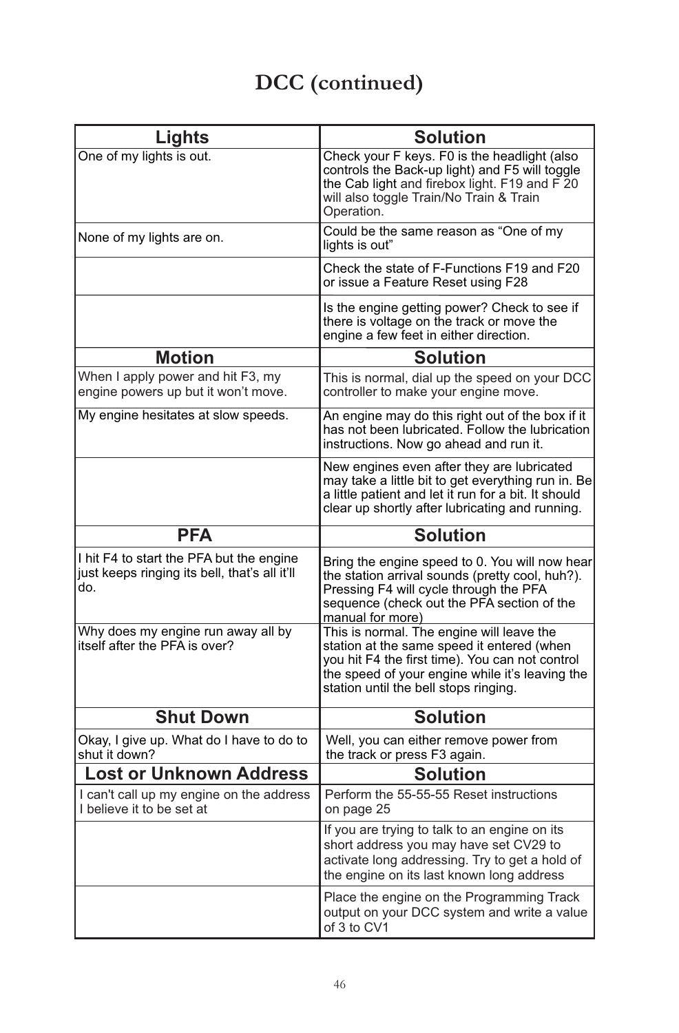# DCC (continued)

| Lights | Solution |
|---|---|
| One of my lights is out. | Check your F keys. F0 is the headlight (also controls the Back-up light) and F5 will toggle the Cab light and firebox light. F19 and F 20 will also toggle Train/No Train & Train Operation. |
| None of my lights are on. | Could be the same reason as "One of my lights is out" |
| | Check the state of F-Functions F19 and F20 or issue a Feature Reset using F28 |
| | Is the engine getting power? Check to see if there is voltage on the track or move the engine a few feet in either direction. |
| **Motion** | **Solution** |
| When I apply power and hit F3, my engine powers up but it won't move. | This is normal, dial up the speed on your DCC controller to make your engine move. |
| My engine hesitates at slow speeds. | An engine may do this right out of the box if it has not been lubricated. Follow the lubrication instructions. Now go ahead and run it. |
| | New engines even after they are lubricated may take a little bit to get everything run in. Be a little patient and let it run for a bit. It should clear up shortly after lubricating and running. |
| **PFA** | **Solution** |
| I hit F4 to start the PFA but the engine just keeps ringing its bell, that's all it'll do. | Bring the engine speed to 0. You will now hear the station arrival sounds (pretty cool, huh?). Pressing F4 will cycle through the PFA sequence (check out the PFA section of the manual for more) |
| Why does my engine run away all by itself after the PFA is over? | This is normal. The engine will leave the station at the same speed it entered (when you hit F4 the first time). You can not control the speed of your engine while it's leaving the station until the bell stops ringing. |
| **Shut Down** | **Solution** |
| Okay, I give up. What do I have to do to shut it down? | Well, you can either remove power from the track or press F3 again. |
| **Lost or Unknown Address** | **Solution** |
| I can't call up my engine on the address I believe it to be set at | Perform the 55-55-55 Reset instructions on page 25 |
| | If you are trying to talk to an engine on its short address you may have set CV29 to activate long addressing. Try to get a hold of the engine on its last known long address |
| | Place the engine on the Programming Track output on your DCC system and write a value of 3 to CV1 |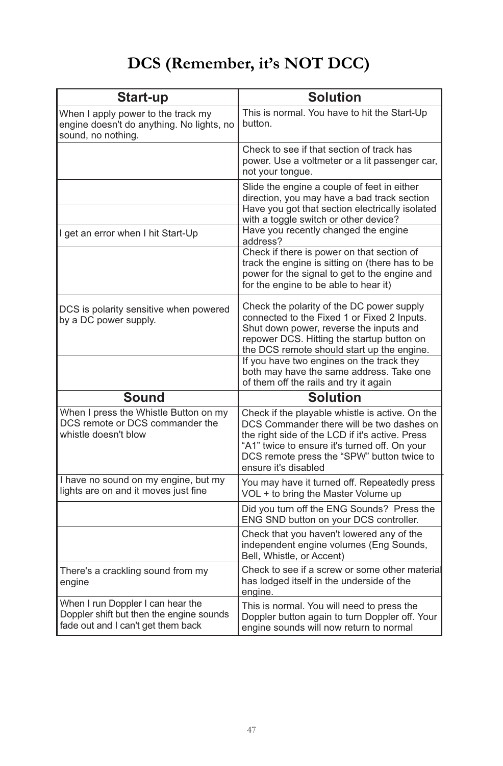# DCS (Remember, it's NOT DCC)

| Start-up | Solution |
| --- | --- |
| When I apply power to the track my engine doesn't do anything. No lights, no sound, no nothing. | This is normal. You have to hit the Start-Up button. |
| | Check to see if that section of track has power. Use a voltmeter or a lit passenger car, not your tongue. |
| | Slide the engine a couple of feet in either direction, you may have a bad track section |
| | Have you got that section electrically isolated with a toggle switch or other device? |
| I get an error when I hit Start-Up | Have you recently changed the engine address? |
| | Check if there is power on that section of track the engine is sitting on (there has to be power for the signal to get to the engine and for the engine to be able to hear it) |
| DCS is polarity sensitive when powered by a DC power supply. | Check the polarity of the DC power supply connected to the Fixed 1 or Fixed 2 Inputs. Shut down power, reverse the inputs and repower DCS. Hitting the startup button on the DCS remote should start up the engine. |
| | If you have two engines on the track they both may have the same address. Take one of them off the rails and try it again |
| **Sound** | **Solution** |
| When I press the Whistle Button on my DCS remote or DCS commander the whistle doesn't blow | Check if the playable whistle is active. On the DCS Commander there will be two dashes on the right side of the LCD if it's active. Press "A1" twice to ensure it's turned off. On your DCS remote press the "SPW" button twice to ensure it's disabled |
| I have no sound on my engine, but my lights are on and it moves just fine | You may have it turned off. Repeatedly press VOL + to bring the Master Volume up |
| | Did you turn off the ENG Sounds? Press the ENG SND button on your DCS controller. |
| | Check that you haven't lowered any of the independent engine volumes (Eng Sounds, Bell, Whistle, or Accent) |
| There's a crackling sound from my engine | Check to see if a screw or some other material has lodged itself in the underside of the engine. |
| When I run Doppler I can hear the Doppler shift but then the engine sounds fade out and I can't get them back | This is normal. You will need to press the Doppler button again to turn Doppler off. Your engine sounds will now return to normal |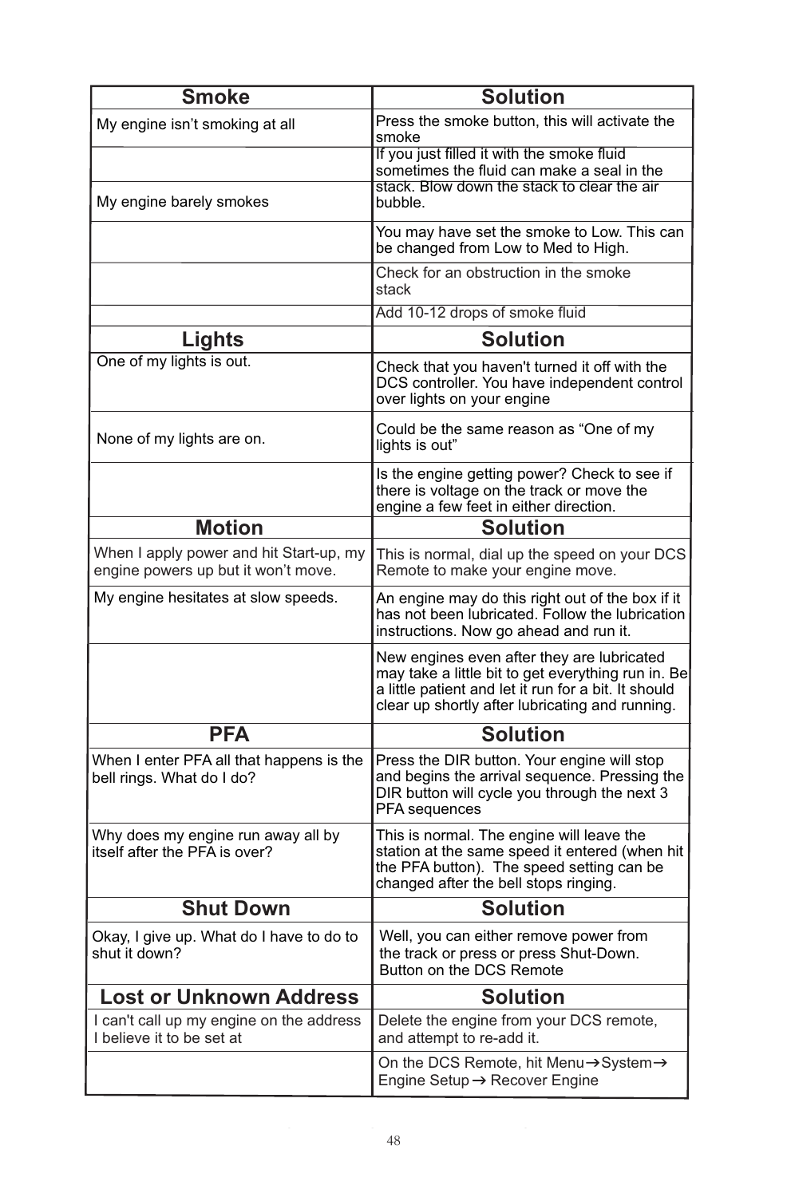| Smoke | Solution |
| --- | --- |
| My engine isn't smoking at all | Press the smoke button, this will activate the smoke |
| | If you just filled it with the smoke fluid sometimes the fluid can make a seal in the stack. Blow down the stack to clear the air bubble. |
| My engine barely smokes | |
| | You may have set the smoke to Low. This can be changed from Low to Med to High. |
| | Check for an obstruction in the smoke stack |
| | Add 10-12 drops of smoke fluid |
| **Lights** | **Solution** |
| One of my lights is out. | Check that you haven't turned it off with the DCS controller. You have independent control over lights on your engine |
| None of my lights are on. | Could be the same reason as "One of my lights is out" |
| | Is the engine getting power? Check to see if there is voltage on the track or move the engine a few feet in either direction. |
| **Motion** | **Solution** |
| When I apply power and hit Start-up, my engine powers up but it won't move. | This is normal, dial up the speed on your DCS Remote to make your engine move. |
| My engine hesitates at slow speeds. | An engine may do this right out of the box if it has not been lubricated. Follow the lubrication instructions. Now go ahead and run it. |
| | New engines even after they are lubricated may take a little bit to get everything run in. Be a little patient and let it run for a bit. It should clear up shortly after lubricating and running. |
| **PFA** | **Solution** |
| When I enter PFA all that happens is the bell rings. What do I do? | Press the DIR button. Your engine will stop and begins the arrival sequence. Pressing the DIR button will cycle you through the next 3 PFA sequences |
| Why does my engine run away all by itself after the PFA is over? | This is normal. The engine will leave the station at the same speed it entered (when hit the PFA button). The speed setting can be changed after the bell stops ringing. |
| **Shut Down** | **Solution** |
| Okay, I give up. What do I have to do to shut it down? | Well, you can either remove power from the track or press or press Shut-Down. Button on the DCS Remote |
| **Lost or Unknown Address** | **Solution** |
| I can't call up my engine on the address I believe it to be set at | Delete the engine from your DCS remote, and attempt to re-add it. |
| | On the DCS Remote, hit Menu→System→ Engine Setup → Recover Engine |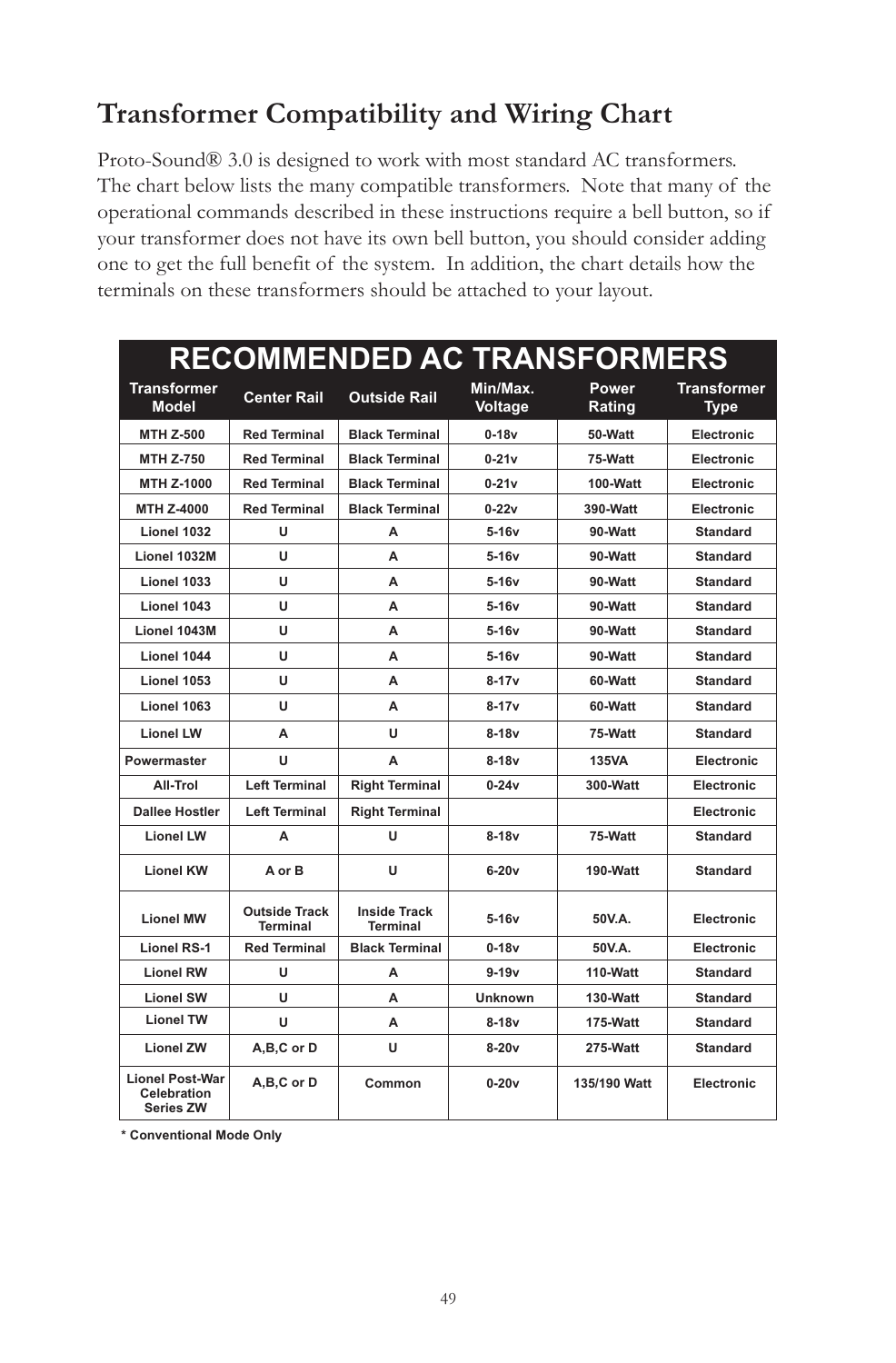# Transformer Compatibility and Wiring Chart

Proto-Sound® 3.0 is designed to work with most standard AC transformers. The chart below lists the many compatible transformers. Note that many of the operational commands described in these instructions require a bell button, so if your transformer does not have its own bell button, you should consider adding one to get the full benefit of the system. In addition, the chart details how the terminals on these transformers should be attached to your layout.

| RECOMMENDED AC TRANSFORMERS | | | | | |
|---|---|---|---|---|---|
| **Transformer Model** | **Center Rail** | **Outside Rail** | **Min/Max. Voltage** | **Power Rating** | **Transformer Type** |
| MTH Z-500 | Red Terminal | Black Terminal | 0-18v | 50-Watt | Electronic |
| MTH Z-750 | Red Terminal | Black Terminal | 0-21v | 75-Watt | Electronic |
| MTH Z-1000 | Red Terminal | Black Terminal | 0-21v | 100-Watt | Electronic |
| MTH Z-4000 | Red Terminal | Black Terminal | 0-22v | 390-Watt | Electronic |
| Lionel 1032 | U | A | 5-16v | 90-Watt | Standard |
| Lionel 1032M | U | A | 5-16v | 90-Watt | Standard |
| Lionel 1033 | U | A | 5-16v | 90-Watt | Standard |
| Lionel 1043 | U | A | 5-16v | 90-Watt | Standard |
| Lionel 1043M | U | A | 5-16v | 90-Watt | Standard |
| Lionel 1044 | U | A | 5-16v | 90-Watt | Standard |
| Lionel 1053 | U | A | 8-17v | 60-Watt | Standard |
| Lionel 1063 | U | A | 8-17v | 60-Watt | Standard |
| Lionel LW | A | U | 8-18v | 75-Watt | Standard |
| Powermaster | U | A | 8-18v | 135VA | Electronic |
| All-Trol | Left Terminal | Right Terminal | 0-24v | 300-Watt | Electronic |
| Dallee Hostler | Left Terminal | Right Terminal | | | Electronic |
| Lionel LW | A | U | 8-18v | 75-Watt | Standard |
| Lionel KW | A or B | U | 6-20v | 190-Watt | Standard |
| Lionel MW | Outside Track Terminal | Inside Track Terminal | 5-16v | 50V.A. | Electronic |
| Lionel RS-1 | Red Terminal | Black Terminal | 0-18v | 50V.A. | Electronic |
| Lionel RW | U | A | 9-19v | 110-Watt | Standard |
| Lionel SW | U | A | Unknown | 130-Watt | Standard |
| Lionel TW | U | A | 8-18v | 175-Watt | Standard |
| Lionel ZW | A,B,C or D | U | 8-20v | 275-Watt | Standard |
| Lionel Post-War Celebration Series ZW | A,B,C or D | Common | 0-20v | 135/190 Watt | Electronic |

**\* Conventional Mode Only**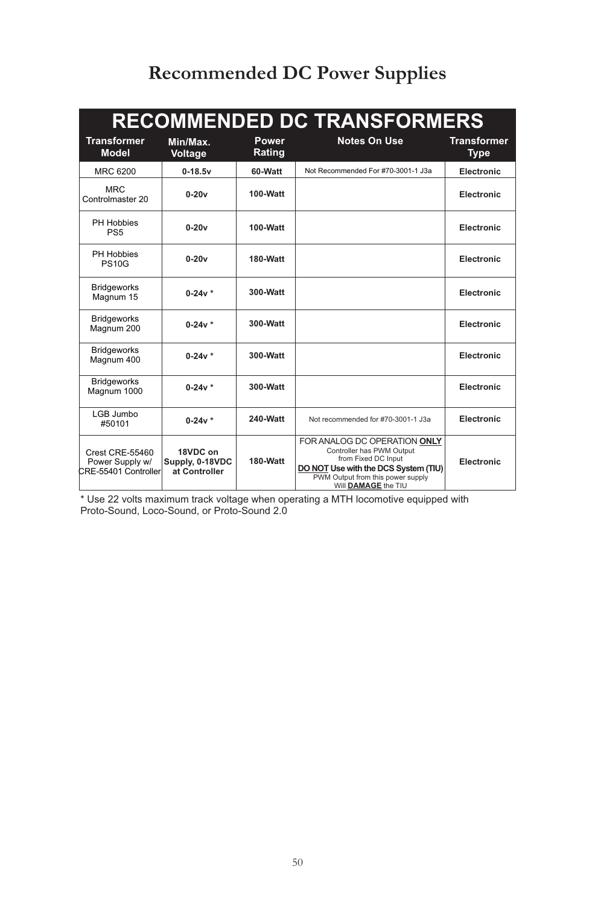# Recommended DC Power Supplies

| RECOMMENDED DC TRANSFORMERS | | | | |
|---|---|---|---|---|
| **Transformer Model** | **Min/Max. Voltage** | **Power Rating** | **Notes On Use** | **Transformer Type** |
| MRC 6200 | **0-18.5v** | **60-Watt** | Not Recommended For #70-3001-1 J3a | **Electronic** |
| MRC Controlmaster 20 | **0-20v** | **100-Watt** | | **Electronic** |
| PH Hobbies PS5 | **0-20v** | **100-Watt** | | **Electronic** |
| PH Hobbies PS10G | **0-20v** | **180-Watt** | | **Electronic** |
| Bridgeworks Magnum 15 | **0-24v *** | **300-Watt** | | **Electronic** |
| Bridgeworks Magnum 200 | **0-24v *** | **300-Watt** | | **Electronic** |
| Bridgeworks Magnum 400 | **0-24v *** | **300-Watt** | | **Electronic** |
| Bridgeworks Magnum 1000 | **0-24v *** | **300-Watt** | | **Electronic** |
| LGB Jumbo #50101 | **0-24v *** | **240-Watt** | Not recommended for #70-3001-1 J3a | **Electronic** |
| Crest CRE-55460 Power Supply w/ CRE-55401 Controller | **18VDC on Supply, 0-18VDC at Controller** | **180-Watt** | FOR ANALOG DC OPERATION **ONLY** Controller has PWM Output from Fixed DC Input **DO NOT Use with the DCS System (TIU)** PWM Output from this power supply Will **DAMAGE** the TIU | **Electronic** |

* Use 22 volts maximum track voltage when operating a MTH locomotive equipped with Proto-Sound, Loco-Sound, or Proto-Sound 2.0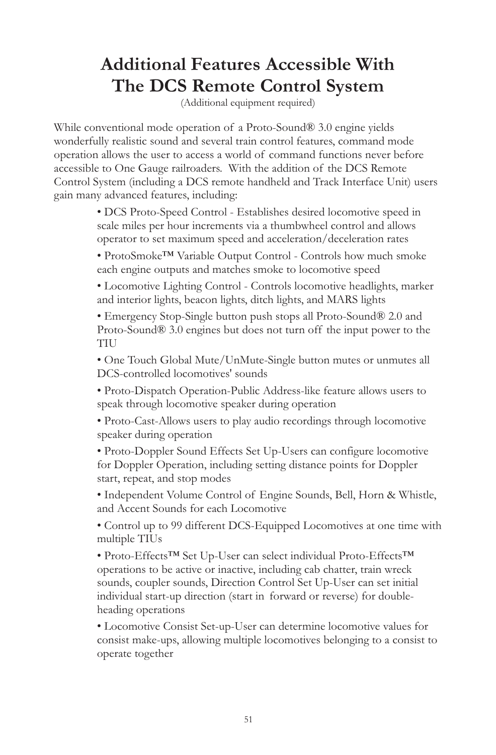# Additional Features Accessible With The DCS Remote Control System

(Additional equipment required)

While conventional mode operation of a Proto-Sound® 3.0 engine yields wonderfully realistic sound and several train control features, command mode operation allows the user to access a world of command functions never before accessible to One Gauge railroaders. With the addition of the DCS Remote Control System (including a DCS remote handheld and Track Interface Unit) users gain many advanced features, including:

- DCS Proto-Speed Control - Establishes desired locomotive speed in scale miles per hour increments via a thumbwheel control and allows operator to set maximum speed and acceleration/deceleration rates
- ProtoSmoke™ Variable Output Control - Controls how much smoke each engine outputs and matches smoke to locomotive speed
- Locomotive Lighting Control - Controls locomotive headlights, marker and interior lights, beacon lights, ditch lights, and MARS lights
- Emergency Stop-Single button push stops all Proto-Sound® 2.0 and Proto-Sound® 3.0 engines but does not turn off the input power to the TIU
- One Touch Global Mute/UnMute-Single button mutes or unmutes all DCS-controlled locomotives' sounds
- Proto-Dispatch Operation-Public Address-like feature allows users to speak through locomotive speaker during operation
- Proto-Cast-Allows users to play audio recordings through locomotive speaker during operation
- Proto-Doppler Sound Effects Set Up-Users can configure locomotive for Doppler Operation, including setting distance points for Doppler start, repeat, and stop modes
- Independent Volume Control of Engine Sounds, Bell, Horn & Whistle, and Accent Sounds for each Locomotive
- Control up to 99 different DCS-Equipped Locomotives at one time with multiple TIUs
- Proto-Effects™ Set Up-User can select individual Proto-Effects™ operations to be active or inactive, including cab chatter, train wreck sounds, coupler sounds, Direction Control Set Up-User can set initial individual start-up direction (start in forward or reverse) for double-heading operations
- Locomotive Consist Set-up-User can determine locomotive values for consist make-ups, allowing multiple locomotives belonging to a consist to operate together